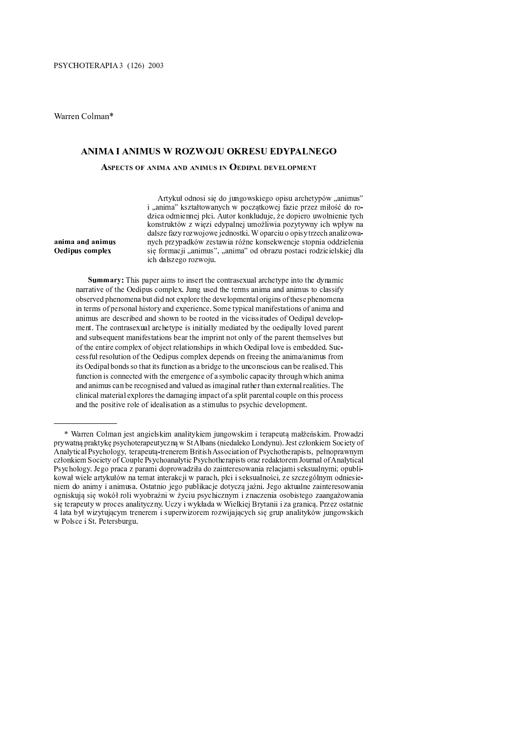PSYCHOTERAPIA 3 (126) 2003

Warren Colman*

# ANIMA I ANIMUS W ROZWOJU OKRESU EDYPALNEGO

## Aspects of anima and animus in Oedipal development

**anima and animus**
**Oedipus complex**

Artykuł odnosi się do jungowskiego opisu archetypów „animus" i „anima" kształtowanych w początkowej fazie przez miłość do rodzica odmiennej płci. Autor konkluduje, że dopiero uwolnienie tych konstruktów z więzi edypalnej umożliwia pozytywny ich wpływ na dalsze fazy rozwojowe jednostki. W oparciu o opisy trzech analizowanych przypadków zestawia różne konsekwencje stopnia oddzielenia się formacji „animus", „anima" od obrazu postaci rodzicielskiej dla ich dalszego rozwoju.

**Summary:** This paper aims to insert the contrasexual archetype into the dynamic narrative of the Oedipus complex. Jung used the terms anima and animus to classify observed phenomena but did not explore the developmental origins of these phenomena in terms of personal history and experience. Some typical manifestations of anima and animus are described and shown to be rooted in the vicissitudes of Oedipal development. The contrasexual archetype is initially mediated by the oedipally loved parent and subsequent manifestations bear the imprint not only of the parent themselves but of the entire complex of object relationships in which Oedipal love is embedded. Successful resolution of the Oedipus complex depends on freeing the anima/animus from its Oedipal bonds so that its function as a bridge to the unconscious can be realised. This function is connected with the emergence of a symbolic capacity through which anima and animus can be recognised and valued as imaginal rather than external realities. The clinical material explores the damaging impact of a split parental couple on this process and the positive role of idealisation as a stimulus to psychic development.

---

* Warren Colman jest angielskim analitykiem jungowskim i terapeutą małżeńskim. Prowadzi prywatną praktykę psychoterapeutyczną w St Albans (niedaleko Londynu). Jest członkiem Society of Analytical Psychology, terapeutą-trenerem British Association of Psychotherapists, pełnoprawnym członkiem Society of Couple Psychoanalytic Psychotherapists oraz redaktorem Journal of Analytical Psychology. Jego praca z parami doprowadziła do zainteresowania relacjami seksualnymi; opublikował wiele artykułów na temat interakcji w parach, płci i seksualności, ze szczególnym odniesieniem do animy i animusa. Ostatnio jego publikacje dotyczą jaźni. Jego aktualne zainteresowania ogniskują się wokół roli wyobraźni w życiu psychicznym i znaczenia osobistego zaangażowania się terapeuty w proces analityczny. Uczy i wykłada w Wielkiej Brytanii i za granicą. Przez ostatnie 4 lata był wizytującym trenerem i superwizorem rozwijających się grup analityków jungowskich w Polsce i St. Petersburgu.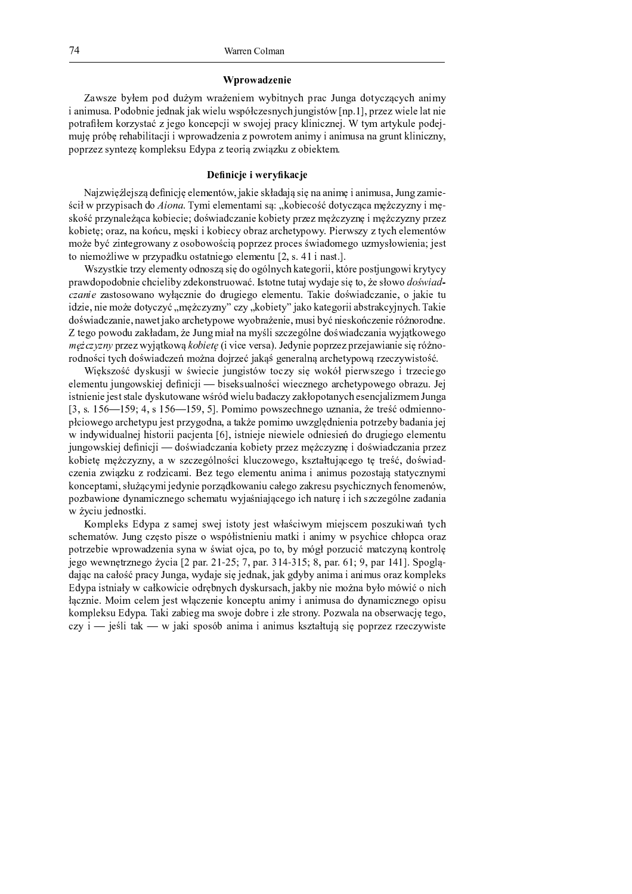## Wprowadzenie

Zawsze byłem pod dużym wrażeniem wybitnych prac Junga dotyczących animy i animusa. Podobnie jednak jak wielu współczesnych jungistów [np.1], przez wiele lat nie potrafiłem korzystać z jego koncepcji w swojej pracy klinicznej. W tym artykule podejmuję próbę rehabilitacji i wprowadzenia z powrotem animy i animusa na grunt kliniczny, poprzez syntezę kompleksu Edypa z teorią związku z obiektem.

## Definicje i weryfikacje

Najzwięźlejszą definicję elementów, jakie składają się na animę i animusa, Jung zamieścił w przypisach do *Aiona*. Tymi elementami są: „kobiecość dotycząca mężczyzny i męskość przynależąca kobiecie; doświadczanie kobiety przez mężczyznę i mężczyzny przez kobietę; oraz, na końcu, męski i kobiecy obraz archetypowy. Pierwszy z tych elementów może być zintegrowany z osobowością poprzez proces świadomego uzmysłowienia; jest to niemożliwe w przypadku ostatniego elementu [2, s. 41 i nast.].

Wszystkie trzy elementy odnoszą się do ogólnych kategorii, które postjungowi krytycy prawdopodobnie chcieliby zdekonstruować. Istotne tutaj wydaje się to, że słowo *doświadczanie* zastosowano wyłącznie do drugiego elementu. Takie doświadczanie, o jakie tu idzie, nie może dotyczyć „mężczyzny" czy „kobiety" jako kategorii abstrakcyjnych. Takie doświadczanie, nawet jako archetypowe wyobrażenie, musi być nieskończenie różnorodne. Z tego powodu zakładam, że Jung miał na myśli szczególne doświadczania wyjątkowego *mężczyzny* przez wyjątkową *kobietę* (i vice versa). Jedynie poprzez przejawianie się różnorodności tych doświadczeń można dojrzeć jakąś generalną archetypową rzeczywistość.

Większość dyskusji w świecie jungistów toczy się wokół pierwszego i trzeciego elementu jungowskiej definicji — biseksualności wiecznego archetypowego obrazu. Jej istnienie jest stale dyskutowane wśród wielu badaczy zakłopotanych esencjalizmem Junga [3, s. 156—159; 4, s 156—159, 5]. Pomimo powszechnego uznania, że treść odmiennopłciowego archetypu jest przygodna, a także pomimo uwzględnienia potrzeby badania jej w indywidualnej historii pacjenta [6], istnieje niewiele odniesień do drugiego elementu jungowskiej definicji — doświadczania kobiety przez mężczyznę i doświadczania przez kobietę mężczyzny, a w szczególności kluczowego, kształtującego tę treść, doświadczenia związku z rodzicami. Bez tego elementu anima i animus pozostają statycznymi konceptami, służącymi jedynie porządkowaniu całego zakresu psychicznych fenomenów, pozbawione dynamicznego schematu wyjaśniającego ich naturę i ich szczególne zadania w życiu jednostki.

Kompleks Edypa z samej swej istoty jest właściwym miejscem poszukiwań tych schematów. Jung często pisze o współistnieniu matki i animy w psychice chłopca oraz potrzebie wprowadzenia syna w świat ojca, po to, by mógł porzucić matczyną kontrolę jego wewnętrznego życia [2 par. 21-25; 7, par. 314-315; 8, par. 61; 9, par 141]. Spoglądając na całość pracy Junga, wydaje się jednak, jak gdyby anima i animus oraz kompleks Edypa istniały w całkowicie odrębnych dyskursach, jakby nie można było mówić o nich łącznie. Moim celem jest włączenie konceptu animy i animusa do dynamicznego opisu kompleksu Edypa. Taki zabieg ma swoje dobre i złe strony. Pozwala na obserwację tego, czy i — jeśli tak — w jaki sposób anima i animus kształtują się poprzez rzeczywiste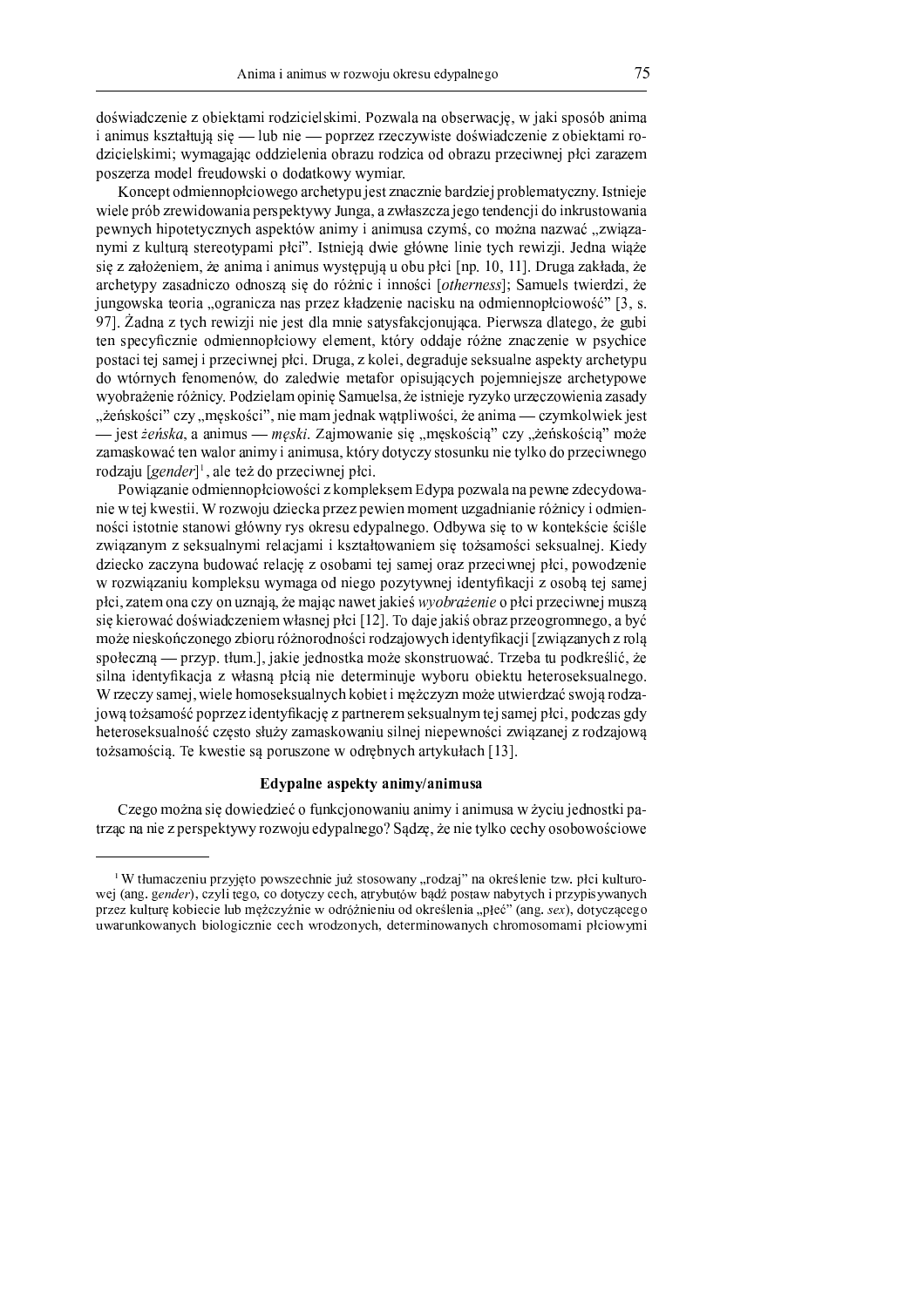doświadczenie z obiektami rodzicielskimi. Pozwala na obserwację, w jaki sposób anima i animus kształtują się — lub nie — poprzez rzeczywiste doświadczenie z obiektami rodzicielskimi; wymagając oddzielenia obrazu rodzica od obrazu przeciwnej płci zarazem poszerza model freudowski o dodatkowy wymiar.

Koncept odmiennopłciowego archetypu jest znacznie bardziej problematyczny. Istnieje wiele prób zrewidowania perspektywy Junga, a zwłaszcza jego tendencji do inkrustowania pewnych hipotetycznych aspektów animy i animusa czymś, co można nazwać „związanymi z kulturą stereotypami płci". Istnieją dwie główne linie tych rewizji. Jedna wiąże się z założeniem, że anima i animus występują u obu płci [np. 10, 11]. Druga zakłada, że archetypy zasadniczo odnoszą się do różnic i inności [*otherness*]; Samuels twierdzi, że jungowska teoria „ogranicza nas przez kładzenie nacisku na odmiennopłciowość" [3, s. 97]. Żadna z tych rewizji nie jest dla mnie satysfakcjonująca. Pierwsza dlatego, że gubi ten specyficznie odmiennopłciowy element, który oddaje różne znaczenie w psychice postaci tej samej i przeciwnej płci. Druga, z kolei, degraduje seksualne aspekty archetypu do wtórnych fenomenów, do zaledwie metafor opisujących pojemniejsze archetypowe wyobrażenie różnicy. Podzielam opinię Samuelsa, że istnieje ryzyko urzeczowienia zasady „żeńskości" czy „męskości", nie mam jednak wątpliwości, że anima — czymkolwiek jest — jest *żeńska*, a animus — *męski*. Zajmowanie się „męskością" czy „żeńskością" może zamaskować ten walor animy i animusa, który dotyczy stosunku nie tylko do przeciwnego rodzaju [*gender*][1], ale też do przeciwnej płci.

Powiązanie odmiennopłciowości z kompleksem Edypa pozwala na pewne zdecydowanie w tej kwestii. W rozwoju dziecka przez pewien moment uzgadnianie różnicy i odmienności istotnie stanowi główny rys okresu edypalnego. Odbywa się to w kontekście ściśle związanym z seksualnymi relacjami i kształtowaniem się tożsamości seksualnej. Kiedy dziecko zaczyna budować relację z osobami tej samej oraz przeciwnej płci, powodzenie w rozwiązaniu kompleksu wymaga od niego pozytywnej identyfikacji z osobą tej samej płci, zatem ona czy on uznają, że mając nawet jakieś *wyobrażenie* o płci przeciwnej muszą się kierować doświadczeniem własnej płci [12]. To daje jakiś obraz przeogromnego, a być może nieskończonego zbioru różnorodności rodzajowych identyfikacji [związanych z rolą społeczną — przyp. tłum.], jakie jednostka może skonstruować. Trzeba tu podkreślić, że silna identyfikacja z własną płcią nie determinuje wyboru obiektu heteroseksualnego. W rzeczy samej, wiele homoseksualnych kobiet i mężczyzn może utwierdzać swoją rodzajową tożsamość poprzez identyfikację z partnerem seksualnym tej samej płci, podczas gdy heteroseksualność często służy zamaskowaniu silnej niepewności związanej z rodzajową tożsamością. Te kwestie są poruszone w odrębnych artykułach [13].

### Edypalne aspekty animy/animusa

Czego można się dowiedzieć o funkcjonowaniu animy i animusa w życiu jednostki patrząc na nie z perspektywy rozwoju edypalnego? Sądzę, że nie tylko cechy osobowościowe

---

[1] W tłumaczeniu przyjęto powszechnie już stosowany „rodzaj" na określenie tzw. płci kulturowej (ang. *gender*), czyli tego, co dotyczy cech, atrybutów bądź postaw nabytych i przypisywanych przez kulturę kobiecie lub mężczyźnie w odróżnieniu od określenia „płeć" (ang. *sex*), dotyczącego uwarunkowanych biologicznie cech wrodzonych, determinowanych chromosomami płciowymi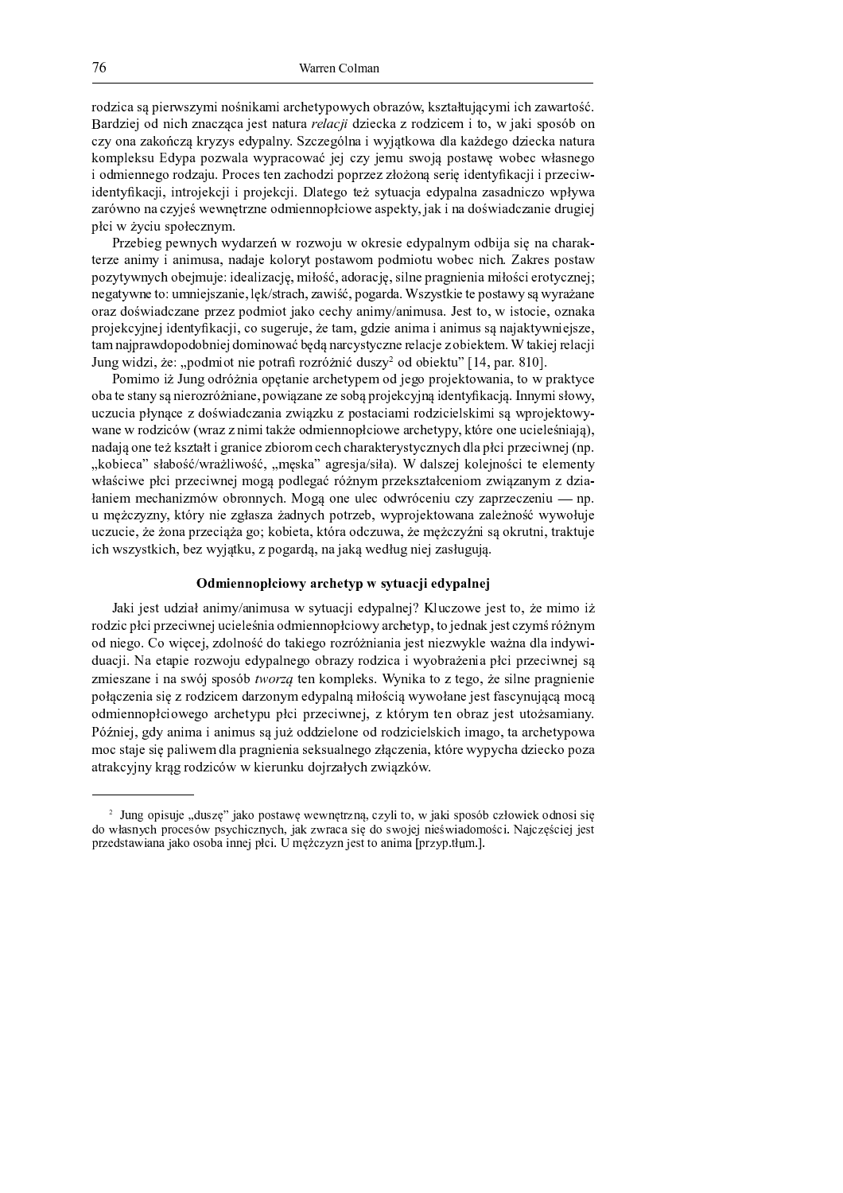rodzica są pierwszymi nośnikami archetypowych obrazów, kształtującymi ich zawartość. Bardziej od nich znacząca jest natura *relacji* dziecka z rodzicem i to, w jaki sposób on czy ona zakończą kryzys edypalny. Szczególna i wyjątkowa dla każdego dziecka natura kompleksu Edypa pozwala wypracować jej czy jemu swoją postawę wobec własnego i odmiennego rodzaju. Proces ten zachodzi poprzez złożoną serię identyfikacji i przeciwidentyfikacji, introjekcji i projekcji. Dlatego też sytuacja edypalna zasadniczo wpływa zarówno na czyjeś wewnętrzne odmiennopłciowe aspekty, jak i na doświadczanie drugiej płci w życiu społecznym.

Przebieg pewnych wydarzeń w rozwoju w okresie edypalnym odbija się na charakterze animy i animusa, nadaje koloryt postawom podmiotu wobec nich. Zakres postaw pozytywnych obejmuje: idealizację, miłość, adorację, silne pragnienia miłości erotycznej; negatywne to: umniejszanie, lęk/strach, zawiść, pogarda. Wszystkie te postawy są wyrażane oraz doświadczane przez podmiot jako cechy animy/animusa. Jest to, w istocie, oznaka projekcyjnej identyfikacji, co sugeruje, że tam, gdzie anima i animus są najaktywniejsze, tam najprawdopodobniej dominować będą narcystyczne relacje z obiektem. W takiej relacji Jung widzi, że: „podmiot nie potrafi rozróżnić duszy[2] od obiektu" [14, par. 810].

Pomimo iż Jung odróżnia opętanie archetypem od jego projektowania, to w praktyce oba te stany są nierozróżniane, powiązane ze sobą projekcyjną identyfikacją. Innymi słowy, uczucia płynące z doświadczania związku z postaciami rodzicielskimi są wprojektowywane w rodziców (wraz z nimi także odmiennopłciowe archetypy, które one ucieleśniają), nadają one też kształt i granice zbiorom cech charakterystycznych dla płci przeciwnej (np. „kobieca" słabość/wrażliwość, „męska" agresja/siła). W dalszej kolejności te elementy właściwe płci przeciwnej mogą podlegać różnym przekształceniom związanym z działaniem mechanizmów obronnych. Mogą one ulec odwróceniu czy zaprzeczeniu — np. u mężczyzny, który nie zgłasza żadnych potrzeb, wyprojektowana zależność wywołuje uczucie, że żona przeciąża go; kobieta, która odczuwa, że mężczyźni są okrutni, traktuje ich wszystkich, bez wyjątku, z pogardą, na jaką według niej zasługują.

### Odmiennopłciowy archetyp w sytuacji edypalnej

Jaki jest udział animy/animusa w sytuacji edypalnej? Kluczowe jest to, że mimo iż rodzic płci przeciwnej ucieleśnia odmiennopłciowy archetyp, to jednak jest czymś różnym od niego. Co więcej, zdolność do takiego rozróżniania jest niezwykle ważna dla indywiduacji. Na etapie rozwoju edypalnego obrazy rodzica i wyobrażenia płci przeciwnej są zmieszane i na swój sposób *tworzą* ten kompleks. Wynika to z tego, że silne pragnienie połączenia się z rodzicem darzonym edypalną miłością wywołane jest fascynującą mocą odmiennopłciowego archetypu płci przeciwnej, z którym ten obraz jest utożsamiany. Później, gdy anima i animus są już oddzielone od rodzicielskich imago, ta archetypowa moc staje się paliwem dla pragnienia seksualnego złączenia, które wypycha dziecko poza atrakcyjny krąg rodziców w kierunku dojrzałych związków.

---

[2] Jung opisuje „duszę" jako postawę wewnętrzną, czyli to, w jaki sposób człowiek odnosi się do własnych procesów psychicznych, jak zwraca się do swojej nieświadomości. Najczęściej jest przedstawiana jako osoba innej płci. U mężczyzn jest to anima [przyp.tłum.].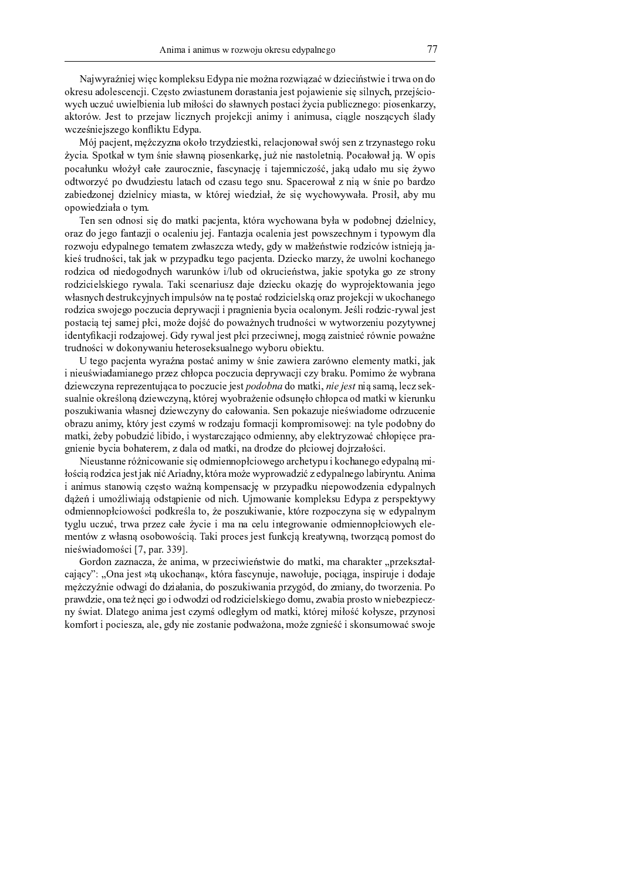Najwyraźniej więc kompleksu Edypa nie można rozwiązać w dzieciństwie i trwa on do okresu adolescencji. Często zwiastunem dorastania jest pojawienie się silnych, przejściowych uczuć uwielbienia lub miłości do sławnych postaci życia publicznego: piosenkarzy, aktorów. Jest to przejaw licznych projekcji animy i animusa, ciągle noszących ślady wcześniejszego konfliktu Edypa.

Mój pacjent, mężczyzna około trzydziestki, relacjonował swój sen z trzynastego roku życia. Spotkał w tym śnie sławną piosenkarkę, już nie nastoletnią. Pocałował ją. W opis pocałunku włożył całe zauroczenie, fascynację i tajemniczość, jaką udało mu się żywo odtworzyć po dwudziestu latach od czasu tego snu. Spacerował z nią w śnie po bardzo zabiedzonej dzielnicy miasta, w której wiedział, że się wychowywała. Prosił, aby mu opowiedziała o tym.

Ten sen odnosi się do matki pacjenta, która wychowana była w podobnej dzielnicy, oraz do jego fantazji o ocaleniu jej. Fantazja ocalenia jest powszechnym i typowym dla rozwoju edypalnego tematem zwłaszcza wtedy, gdy w małżeństwie rodziców istnieją jakieś trudności, tak jak w przypadku tego pacjenta. Dziecko marzy, że uwolni kochanego rodzica od niedogodnych warunków i/lub od okrucieństwa, jakie spotyka go ze strony rodzicielskiego rywala. Taki scenariusz daje dziecku okazję do wyprojektowania jego własnych destrukcyjnych impulsów na tę postać rodzicielską oraz projekcji w ukochanego rodzica swojego poczucia deprywacji i pragnienia bycia ocalonym. Jeśli rodzic-rywal jest postacią tej samej płci, może dojść do poważnych trudności w wytworzeniu pozytywnej identyfikacji rodzajowej. Gdy rywal jest płci przeciwnej, mogą zaistnieć równie poważne trudności w dokonywaniu heteroseksualnego wyboru obiektu.

U tego pacjenta wyraźna postać animy w śnie zawiera zarówno elementy matki, jak i nieuświadamianego przez chłopca poczucia deprywacji czy braku. Pomimo że wybrana dziewczyna reprezentująca to poczucie jest *podobna* do matki, *nie jest* nią samą, lecz seksualnie określoną dziewczyną, której wyobrażenie odsunęło chłopca od matki w kierunku poszukiwania własnej dziewczyny do całowania. Sen pokazuje nieświadome odrzucenie obrazu animy, który jest czymś w rodzaju formacji kompromisowej: na tyle podobny do matki, żeby pobudzić libido, i wystarczająco odmienny, aby elektryzować chłopięce pragnienie bycia bohaterem, z dala od matki, na drodze do płciowej dojrzałości.

Nieustanne różnicowanie się odmiennopłciowego archetypu i kochanego edypalną miłością rodzica jest jak nić Ariadny, która może wyprowadzić z edypalnego labiryntu. Anima i animus stanowią często ważną kompensację w przypadku niepowodzenia edypalnych dążeń i umożliwiają odstąpienie od nich. Ujmowanie kompleksu Edypa z perspektywy odmiennopłciowości podkreśla to, że poszukiwanie, które rozpoczyna się w edypalnym tyglu uczuć, trwa przez całe życie i ma na celu integrowanie odmiennopłciowych elementów z własną osobowością. Taki proces jest funkcją kreatywną, tworzącą pomost do nieświadomości [7, par. 339].

Gordon zaznacza, że anima, w przeciwieństwie do matki, ma charakter „przekształcający": „Ona jest »tą ukochaną«, która fascynuje, nawołuje, pociąga, inspiruje i dodaje mężczyźnie odwagi do działania, do poszukiwania przygód, do zmiany, do tworzenia. Po prawdzie, ona też nęci go i odwodzi od rodzicielskiego domu, zwabia prosto w niebezpieczny świat. Dlatego anima jest czymś odległym od matki, której miłość kołysze, przynosi komfort i pociesza, ale, gdy nie zostanie podważona, może zgnieść i skonsumować swoje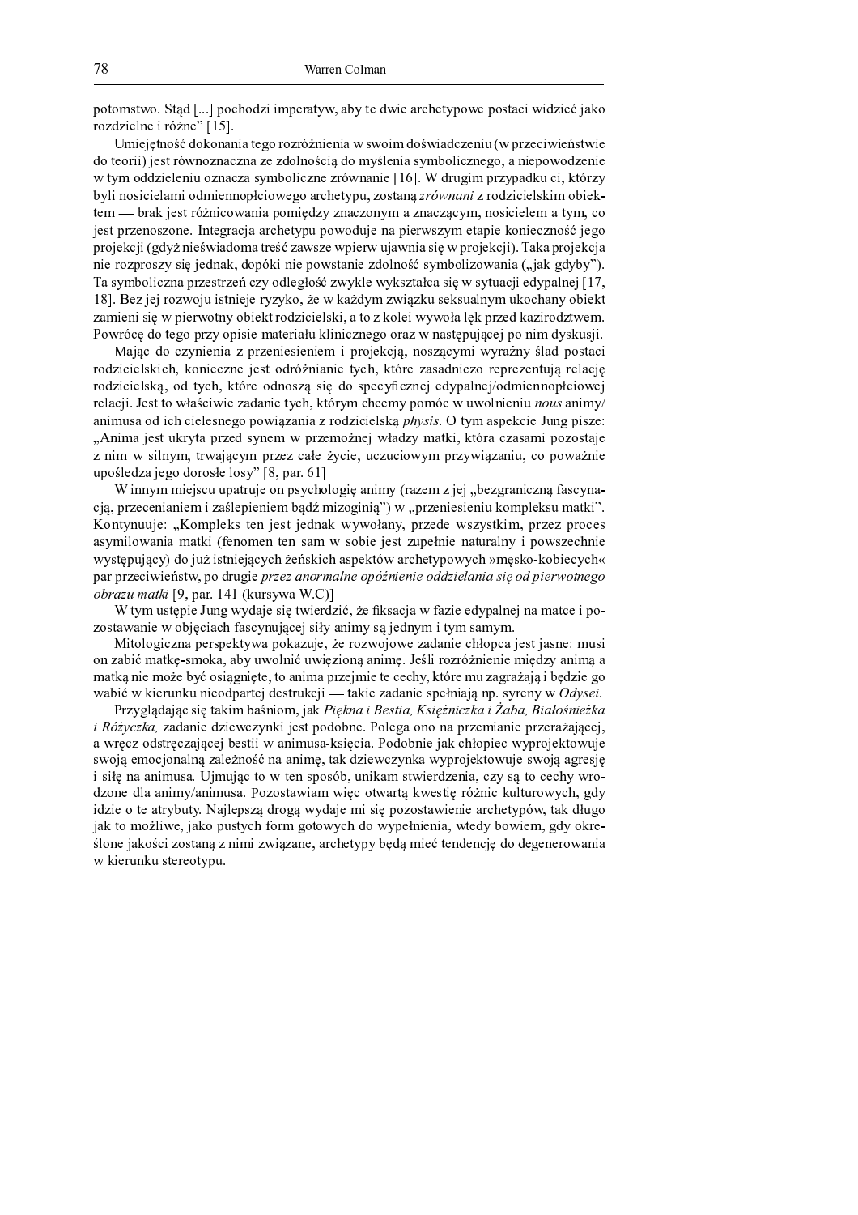potomstwo. Stąd [...] pochodzi imperatyw, aby te dwie archetypowe postaci widzieć jako rozdzielne i różne" [15].

Umiejętność dokonania tego rozróżnienia w swoim doświadczeniu (w przeciwieństwie do teorii) jest równoznaczna ze zdolnością do myślenia symbolicznego, a niepowodzenie w tym oddzieleniu oznacza symboliczne zrównanie [16]. W drugim przypadku ci, którzy byli nosicielami odmiennopłciowego archetypu, zostaną *zrównani* z rodzicielskim obiektem — brak jest różnicowania pomiędzy znaczonym a znaczącym, nosicielem a tym, co jest przenoszone. Integracja archetypu powoduje na pierwszym etapie konieczność jego projekcji (gdyż nieświadoma treść zawsze wpierw ujawnia się w projekcji). Taka projekcja nie rozproszy się jednak, dopóki nie powstanie zdolność symbolizowania („jak gdyby"). Ta symboliczna przestrzeń czy odległość zwykle wykształca się w sytuacji edypalnej [17, 18]. Bez jej rozwoju istnieje ryzyko, że w każdym związku seksualnym ukochany obiekt zamieni się w pierwotny obiekt rodzicielski, a to z kolei wywoła lęk przed kazirodztwem. Powrócę do tego przy opisie materiału klinicznego oraz w następującej po nim dyskusji.

Mając do czynienia z przeniesieniem i projekcją, noszącymi wyraźny ślad postaci rodzicielskich, konieczne jest odróżnianie tych, które zasadniczo reprezentują relację rodzicielską, od tych, które odnoszą się do specyficznej edypalnej/odmiennopłciowej relacji. Jest to właściwie zadanie tych, którym chcemy pomóc w uwolnieniu *nous* animy/animusa od ich cielesnego powiązania z rodzicielską *physis.* O tym aspekcie Jung pisze: „Anima jest ukryta przed synem w przemożnej władzy matki, która czasami pozostaje z nim w silnym, trwającym przez całe życie, uczuciowym przywiązaniu, co poważnie upośledza jego dorosłe losy" [8, par. 61]

W innym miejscu upatruje on psychologię animy (razem z jej „bezgraniczną fascynacją, przecenianiem i zaślepieniem bądź mizoginią") w „przeniesieniu kompleksu matki". Kontynuuje: „Kompleks ten jest jednak wywołany, przede wszystkim, przez proces asymilowania matki (fenomen ten sam w sobie jest zupełnie naturalny i powszechnie występujący) do już istniejących żeńskich aspektów archetypowych »męsko-kobiecych« par przeciwieństw, po drugie *przez anormalne opóźnienie oddzielania się od pierwotnego obrazu matki* [9, par. 141 (kursywa W.C)]

W tym ustępie Jung wydaje się twierdzić, że fiksacja w fazie edypalnej na matce i pozostawanie w objęciach fascynującej siły animy są jednym i tym samym.

Mitologiczna perspektywa pokazuje, że rozwojowe zadanie chłopca jest jasne: musi on zabić matkę-smoka, aby uwolnić uwięzioną animę. Jeśli rozróżnienie między animą a matką nie może być osiągnięte, to anima przejmie te cechy, które mu zagrażają i będzie go wabić w kierunku nieodpartej destrukcji — takie zadanie spełniają np. syreny w *Odysei.*

Przyglądając się takim baśniom, jak *Piękna i Bestia, Księżniczka i Żaba, Białośnieżka i Różyczka,* zadanie dziewczynki jest podobne. Polega ono na przemianie przerażającej, a wręcz odstręczającej bestii w animusa-księcia. Podobnie jak chłopiec wyprojektowuje swoją emocjonalną zależność na animę, tak dziewczynka wyprojektowuje swoją agresję i siłę na animusa. Ujmując to w ten sposób, unikam stwierdzenia, czy są to cechy wrodzone dla animy/animusa. Pozostawiam więc otwartą kwestię różnic kulturowych, gdy idzie o te atrybuty. Najlepszą drogą wydaje mi się pozostawienie archetypów, tak długo jak to możliwe, jako pustych form gotowych do wypełnienia, wtedy bowiem, gdy określone jakości zostaną z nimi związane, archetypy będą mieć tendencję do degenerowania w kierunku stereotypu.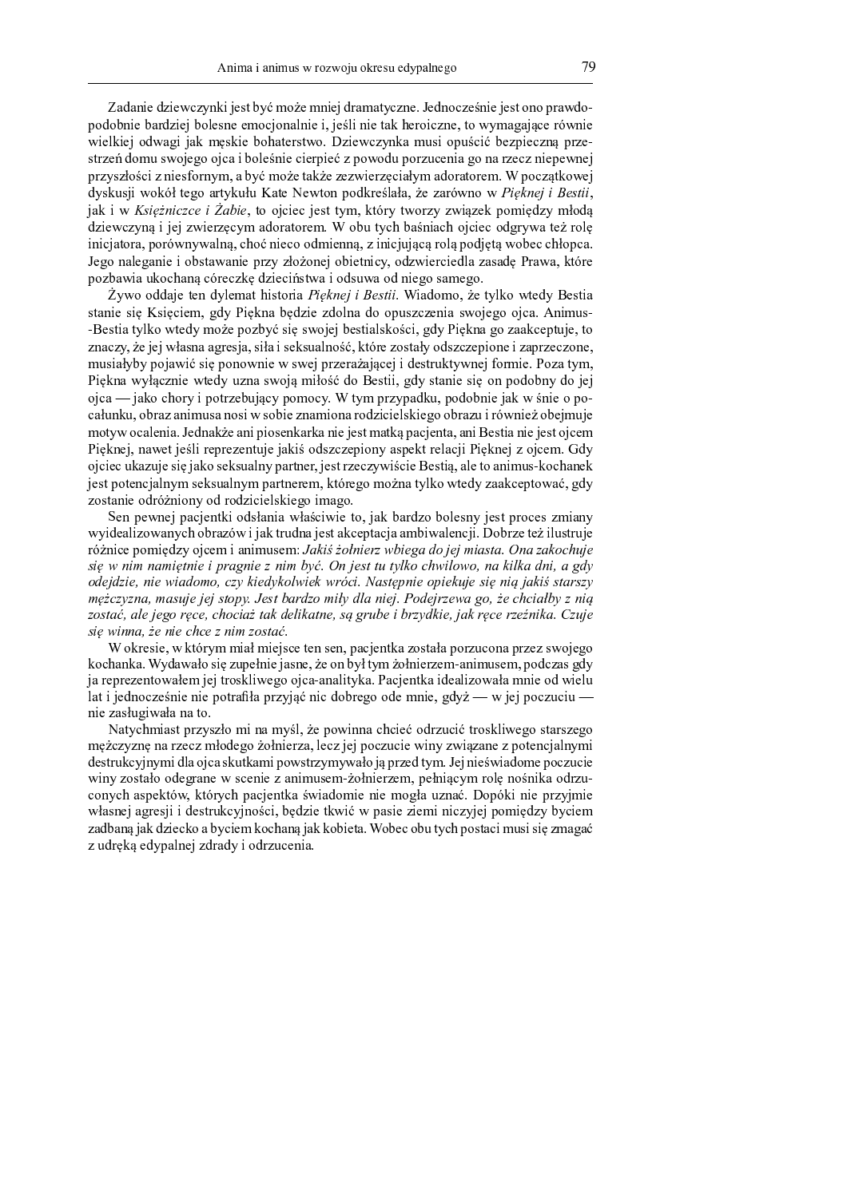Zadanie dziewczynki jest być może mniej dramatyczne. Jednocześnie jest ono prawdopodobnie bardziej bolesne emocjonalnie i, jeśli nie tak heroiczne, to wymagające równie wielkiej odwagi jak męskie bohaterstwo. Dziewczynka musi opuścić bezpieczną przestrzeń domu swojego ojca i boleśnie cierpieć z powodu porzucenia go na rzecz niepewnej przyszłości z niesfornym, a być może także zezwierzęciałym adoratorem. W początkowej dyskusji wokół tego artykułu Kate Newton podkreślała, że zarówno w *Pięknej i Bestii*, jak i w *Księżniczce i Żabie*, to ojciec jest tym, który tworzy związek pomiędzy młodą dziewczyną i jej zwierzęcym adoratorem. W obu tych baśniach ojciec odgrywa też rolę inicjatora, porównywalną, choć nieco odmienną, z inicjującą rolą podjętą wobec chłopca. Jego naleganie i obstawanie przy złożonej obietnicy, odzwierciedla zasadę Prawa, które pozbawia ukochaną córeczkę dzieciństwa i odsuwa od niego samego.

Żywo oddaje ten dylemat historia *Pięknej i Bestii*. Wiadomo, że tylko wtedy Bestia stanie się Księciem, gdy Piękna będzie zdolna do opuszczenia swojego ojca. Animus-Bestia tylko wtedy może pozbyć się swojej bestialskości, gdy Piękna go zaakceptuje, to znaczy, że jej własna agresja, siła i seksualność, które zostały odszczepione i zaprzeczone, musiałyby pojawić się ponownie w swej przerażającej i destruktywnej formie. Poza tym, Piękna wyłącznie wtedy uzna swoją miłość do Bestii, gdy stanie się on podobny do jej ojca — jako chory i potrzebujący pomocy. W tym przypadku, podobnie jak w śnie o pocałunku, obraz animusa nosi w sobie znamiona rodzicielskiego obrazu i również obejmuje motyw ocalenia. Jednakże ani piosenkarka nie jest matką pacjenta, ani Bestia nie jest ojcem Pięknej, nawet jeśli reprezentuje jakiś odszczepiony aspekt relacji Pięknej z ojcem. Gdy ojciec ukazuje się jako seksualny partner, jest rzeczywiście Bestią, ale to animus-kochanek jest potencjalnym seksualnym partnerem, którego można tylko wtedy zaakceptować, gdy zostanie odróżniony od rodzicielskiego imago.

Sen pewnej pacjentki odsłania właściwie to, jak bardzo bolesny jest proces zmiany wyidealizowanych obrazów i jak trudna jest akceptacja ambiwalencji. Dobrze też ilustruje różnice pomiędzy ojcem i animusem: *Jakiś żołnierz wbiega do jej miasta. Ona zakochuje się w nim namiętnie i pragnie z nim być. On jest tu tylko chwilowo, na kilka dni, a gdy odejdzie, nie wiadomo, czy kiedykolwiek wróci. Następnie opiekuje się nią jakiś starszy mężczyzna, masuje jej stopy. Jest bardzo miły dla niej. Podejrzewa go, że chciałby z nią zostać, ale jego ręce, chociaż tak delikatne, są grube i brzydkie, jak ręce rzeźnika. Czuje się winna, że nie chce z nim zostać.*

W okresie, w którym miał miejsce ten sen, pacjentka została porzucona przez swojego kochanka. Wydawało się zupełnie jasne, że on był tym żołnierzem-animusem, podczas gdy ja reprezentowałem jej troskliwego ojca-analityka. Pacjentka idealizowała mnie od wielu lat i jednocześnie nie potrafiła przyjąć nic dobrego ode mnie, gdyż — w jej poczuciu — nie zasługiwała na to.

Natychmiast przyszło mi na myśl, że powinna chcieć odrzucić troskliwego starszego mężczyznę na rzecz młodego żołnierza, lecz jej poczucie winy związane z potencjalnymi destrukcyjnymi dla ojca skutkami powstrzymywało ją przed tym. Jej nieświadome poczucie winy zostało odegrane w scenie z animusem-żołnierzem, pełniącym rolę nośnika odrzuconych aspektów, których pacjentka świadomie nie mogła uznać. Dopóki nie przyjmie własnej agresji i destrukcyjności, będzie tkwić w pasie ziemi niczyjej pomiędzy byciem zadbaną jak dziecko a byciem kochaną jak kobieta. Wobec obu tych postaci musi się zmagać z udręką edypalnej zdrady i odrzucenia.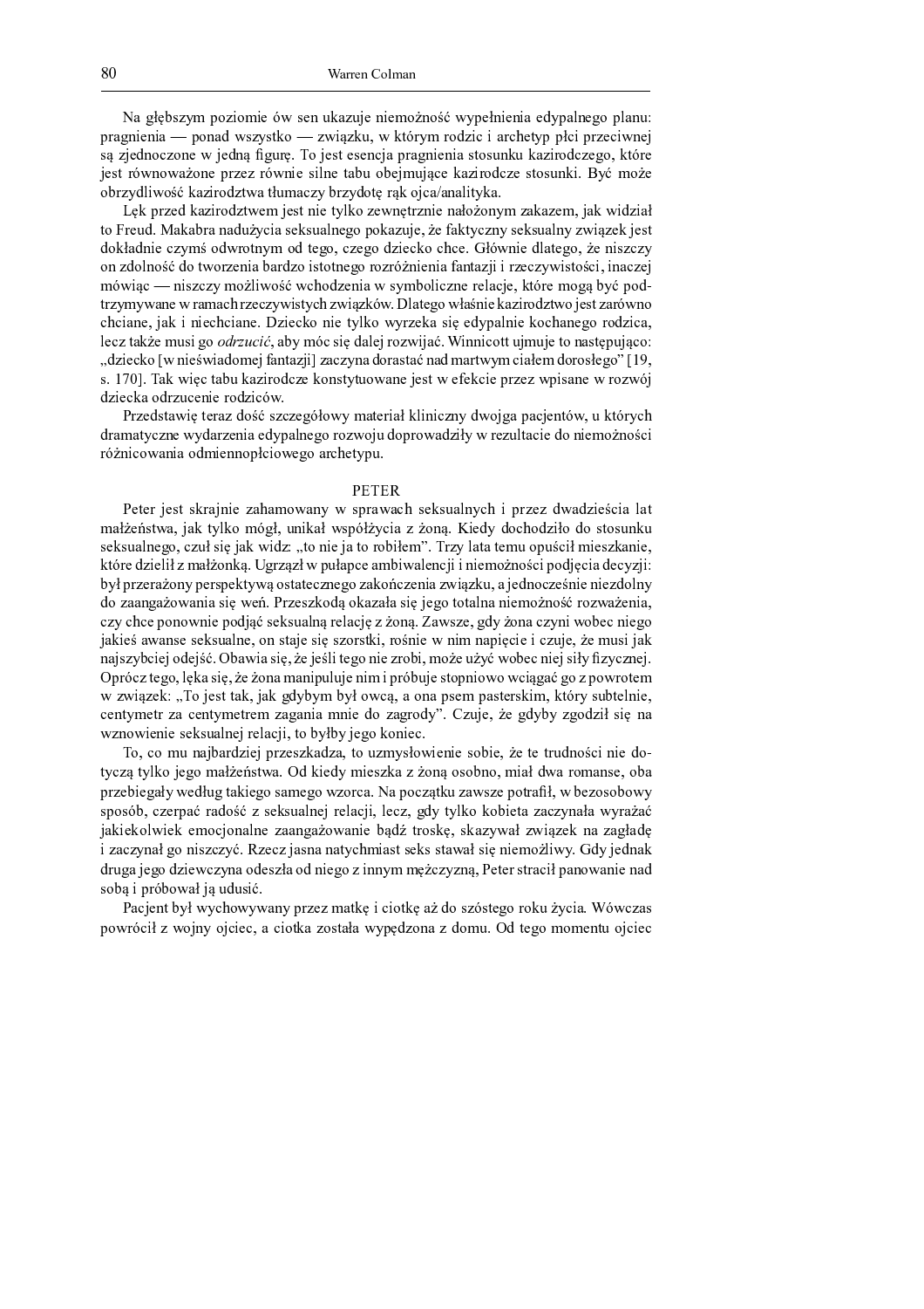Na głębszym poziomie ów sen ukazuje niemożność wypełnienia edypalnego planu: pragnienia — ponad wszystko — związku, w którym rodzic i archetyp płci przeciwnej są zjednoczone w jedną figurę. To jest esencja pragnienia stosunku kazirodczego, które jest równoważone przez równie silne tabu obejmujące kazirodcze stosunki. Być może obrzydliwość kazirodztwa tłumaczy brzydotę rąk ojca/analityka.

Lęk przed kazirodztwem jest nie tylko zewnętrznie nałożonym zakazem, jak widział to Freud. Makabra nadużycia seksualnego pokazuje, że faktyczny seksualny związek jest dokładnie czymś odwrotnym od tego, czego dziecko chce. Głównie dlatego, że niszczy on zdolność do tworzenia bardzo istotnego rozróżnienia fantazji i rzeczywistości, inaczej mówiąc — niszczy możliwość wchodzenia w symboliczne relacje, które mogą być podtrzymywane w ramach rzeczywistych związków. Dlatego właśnie kazirodztwo jest zarówno chciane, jak i niechciane. Dziecko nie tylko wyrzeka się edypalnie kochanego rodzica, lecz także musi go *odrzucić*, aby móc się dalej rozwijać. Winnicott ujmuje to następująco: „dziecko [w nieświadomej fantazji] zaczyna dorastać nad martwym ciałem dorosłego" [19, s. 170]. Tak więc tabu kazirodcze konstytuowane jest w efekcie przez wpisane w rozwój dziecka odrzucenie rodziców.

Przedstawię teraz dość szczegółowy materiał kliniczny dwojga pacjentów, u których dramatyczne wydarzenia edypalnego rozwoju doprowadziły w rezultacie do niemożności różnicowania odmiennopłciowego archetypu.

## PETER

Peter jest skrajnie zahamowany w sprawach seksualnych i przez dwadzieścia lat małżeństwa, jak tylko mógł, unikał współżycia z żoną. Kiedy dochodziło do stosunku seksualnego, czuł się jak widz: „to nie ja to robiłem". Trzy lata temu opuścił mieszkanie, które dzielił z małżonką. Ugrzązł w pułapce ambiwalencji i niemożności podjęcia decyzji: był przerażony perspektywą ostatecznego zakończenia związku, a jednocześnie niezdolny do zaangażowania się weń. Przeszkodą okazała się jego totalna niemożność rozważenia, czy chce ponownie podjąć seksualną relację z żoną. Zawsze, gdy żona czyni wobec niego jakieś awanse seksualne, on staje się szorstki, rośnie w nim napięcie i czuje, że musi jak najszybciej odejść. Obawia się, że jeśli tego nie zrobi, może użyć wobec niej siły fizycznej. Oprócz tego, lęka się, że żona manipuluje nim i próbuje stopniowo wciągać go z powrotem w związek: „To jest tak, jak gdybym był owcą, a ona psem pasterskim, który subtelnie, centymetr za centymetrem zagania mnie do zagrody". Czuje, że gdyby zgodził się na wznowienie seksualnej relacji, to byłby jego koniec.

To, co mu najbardziej przeszkadza, to uzmysłowienie sobie, że te trudności nie dotyczą tylko jego małżeństwa. Od kiedy mieszka z żoną osobno, miał dwa romanse, oba przebiegały według takiego samego wzorca. Na początku zawsze potrafił, w bezosobowy sposób, czerpać radość z seksualnej relacji, lecz, gdy tylko kobieta zaczynała wyrażać jakiekolwiek emocjonalne zaangażowanie bądź troskę, skazywał związek na zagładę i zaczynał go niszczyć. Rzecz jasna natychmiast seks stawał się niemożliwy. Gdy jednak druga jego dziewczyna odeszła od niego z innym mężczyzną, Peter stracił panowanie nad sobą i próbował ją udusić.

Pacjent był wychowywany przez matkę i ciotkę aż do szóstego roku życia. Wówczas powrócił z wojny ojciec, a ciotka została wypędzona z domu. Od tego momentu ojciec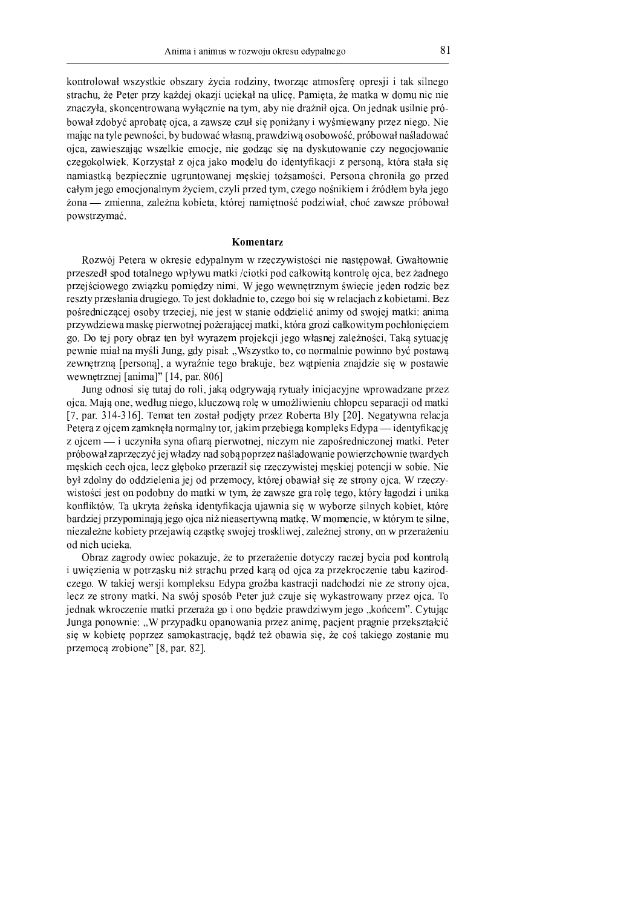kontrolował wszystkie obszary życia rodziny, tworząc atmosferę opresji i tak silnego strachu, że Peter przy każdej okazji uciekał na ulicę. Pamięta, że matka w domu nic nie znaczyła, skoncentrowana wyłącznie na tym, aby nie drażnił ojca. On jednak usilnie próbował zdobyć aprobatę ojca, a zawsze czuł się poniżany i wyśmiewany przez niego. Nie mając na tyle pewności, by budować własną, prawdziwą osobowość, próbował naśladować ojca, zawieszając wszelkie emocje, nie godząc się na dyskutowanie czy negocjowanie czegokolwiek. Korzystał z ojca jako modelu do identyfikacji z personą, która stała się namiastką bezpiecznie ugruntowanej męskiej tożsamości. Persona chroniła go przed całym jego emocjonalnym życiem, czyli przed tym, czego nośnikiem i źródłem była jego żona — zmienna, zależna kobieta, której namiętność podziwiał, choć zawsze próbował powstrzymać.

### Komentarz

Rozwój Petera w okresie edypalnym w rzeczywistości nie następował. Gwałtownie przeszedł spod totalnego wpływu matki /ciotki pod całkowitą kontrolę ojca, bez żadnego przejściowego związku pomiędzy nimi. W jego wewnętrznym świecie jeden rodzic bez reszty przesłania drugiego. To jest dokładnie to, czego boi się w relacjach z kobietami. Bez pośredniczącej osoby trzeciej, nie jest w stanie oddzielić animy od swojej matki: anima przywdziewa maskę pierwotnej pożerającej matki, która grozi całkowitym pochłonięciem go. Do tej pory obraz ten był wyrazem projekcji jego własnej zależności. Taką sytuację pewnie miał na myśli Jung, gdy pisał: „Wszystko to, co normalnie powinno być postawą zewnętrzną [personą], a wyraźnie tego brakuje, bez wątpienia znajdzie się w postawie wewnętrznej [anima]" [14, par. 806]

Jung odnosi się tutaj do roli, jaką odgrywają rytuały inicjacyjne wprowadzane przez ojca. Mają one, według niego, kluczową rolę w umożliwieniu chłopcu separacji od matki [7, par. 314-316]. Temat ten został podjęty przez Roberta Bly [20]. Negatywna relacja Petera z ojcem zamknęła normalny tor, jakim przebiega kompleks Edypa — identyfikację z ojcem — i uczyniła syna ofiarą pierwotnej, niczym nie zapośredniczonej matki. Peter próbował zaprzeczyć jej władzy nad sobą poprzez naśladowanie powierzchownie twardych męskich cech ojca, lecz głęboko przeraził się rzeczywistej męskiej potencji w sobie. Nie był zdolny do oddzielenia jej od przemocy, której obawiał się ze strony ojca. W rzeczywistości jest on podobny do matki w tym, że zawsze gra rolę tego, który łagodzi i unika konfliktów. Ta ukryta żeńska identyfikacja ujawnia się w wyborze silnych kobiet, które bardziej przypominają jego ojca niż nieasertywną matkę. W momencie, w którym te silne, niezależne kobiety przejawią cząstkę swojej troskliwej, zależnej strony, on w przerażeniu od nich ucieka.

Obraz zagrody owiec pokazuje, że to przerażenie dotyczy raczej bycia pod kontrolą i uwięzienia w potrzasku niż strachu przed karą od ojca za przekroczenie tabu kazirodczego. W takiej wersji kompleksu Edypa groźba kastracji nadchodzi nie ze strony ojca, lecz ze strony matki. Na swój sposób Peter już czuje się wykastrowany przez ojca. To jednak wkroczenie matki przeraża go i ono będzie prawdziwym jego „końcem". Cytując Junga ponownie: „W przypadku opanowania przez animę, pacjent pragnie przekształcić się w kobietę poprzez samokastrację, bądź też obawia się, że coś takiego zostanie mu przemocą zrobione" [8, par. 82].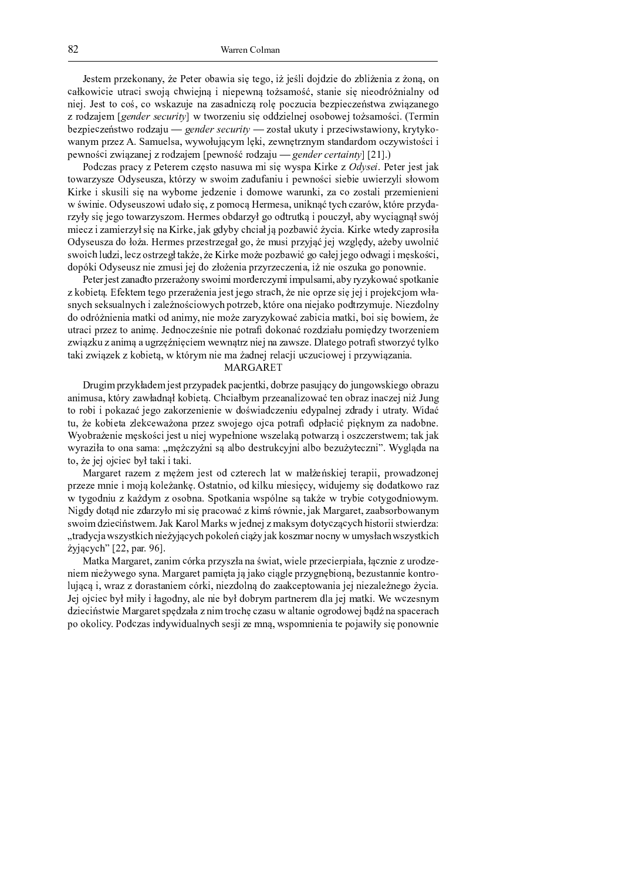Jestem przekonany, że Peter obawia się tego, iż jeśli dojdzie do zbliżenia z żoną, on całkowicie utraci swoją chwiejną i niepewną tożsamość, stanie się nieodróżnialny od niej. Jest to coś, co wskazuje na zasadniczą rolę poczucia bezpieczeństwa związanego z rodzajem [*gender security*] w tworzeniu się oddzielnej osobowej tożsamości. (Termin bezpieczeństwo rodzaju — *gender security* — został ukuty i przeciwstawiony, krytykowanym przez A. Samuelsa, wywołującym lęki, zewnętrznym standardom oczywistości i pewności związanej z rodzajem [pewność rodzaju — *gender certainty*] [21].)

Podczas pracy z Peterem często nasuwa mi się wyspa Kirke z *Odysei*. Peter jest jak towarzysze Odyseusza, którzy w swoim zadufaniu i pewności siebie uwierzyli słowom Kirke i skusili się na wyborne jedzenie i domowe warunki, za co zostali przemienieni w świnie. Odyseuszowi udało się, z pomocą Hermesa, uniknąć tych czarów, które przydarzyły się jego towarzyszom. Hermes obdarzył go odtrutką i pouczył, aby wyciągnął swój miecz i zamierzył się na Kirke, jak gdyby chciał ją pozbawić życia. Kirke wtedy zaprosiła Odyseusza do łoża. Hermes przestrzegał go, że musi przyjąć jej względy, ażeby uwolnić swoich ludzi, lecz ostrzegł także, że Kirke może pozbawić go całej jego odwagi i męskości, dopóki Odyseusz nie zmusi jej do złożenia przyrzeczenia, iż nie oszuka go ponownie.

Peter jest zanadto przerażony swoimi morderczymi impulsami, aby ryzykować spotkanie z kobietą. Efektem tego przerażenia jest jego strach, że nie oprze się jej i projekcjom własnych seksualnych i zależnościowych potrzeb, które ona niejako podtrzymuje. Niezdolny do odróżnienia matki od animy, nie może zaryzykować zabicia matki, boi się bowiem, że utraci przez to animę. Jednocześnie nie potrafi dokonać rozdziału pomiędzy tworzeniem związku z animą a ugrzęźnięciem wewnątrz niej na zawsze. Dlatego potrafi stworzyć tylko taki związek z kobietą, w którym nie ma żadnej relacji uczuciowej i przywiązania.

## MARGARET

Drugim przykładem jest przypadek pacjentki, dobrze pasujący do jungowskiego obrazu animusa, który zawładnął kobietą. Chciałbym przeanalizować ten obraz inaczej niż Jung to robi i pokazać jego zakorzenienie w doświadczeniu edypalnej zdrady i utraty. Widać tu, że kobieta zlekceważona przez swojego ojca potrafi odpłacić pięknym za nadobne. Wyobrażenie męskości jest u niej wypełnione wszelaką potwarzą i oszczerstwem; tak jak wyraziła to ona sama: „mężczyźni są albo destrukcyjni albo bezużyteczni". Wygląda na to, że jej ojciec był taki i taki.

Margaret razem z mężem jest od czterech lat w małżeńskiej terapii, prowadzonej przeze mnie i moją koleżankę. Ostatnio, od kilku miesięcy, widujemy się dodatkowo raz w tygodniu z każdym z osobna. Spotkania wspólne są także w trybie cotygodniowym. Nigdy dotąd nie zdarzyło mi się pracować z kimś równie, jak Margaret, zaabsorbowanym swoim dzieciństwem. Jak Karol Marks w jednej z maksym dotyczących historii stwierdza: „tradycja wszystkich nieżyjących pokoleń ciąży jak koszmar nocny w umysłach wszystkich żyjących" [22, par. 96].

Matka Margaret, zanim córka przyszła na świat, wiele przecierpiała, łącznie z urodzeniem nieżywego syna. Margaret pamięta ją jako ciągle przygnębioną, bezustannie kontrolującą i, wraz z dorastaniem córki, niezdolną do zaakceptowania jej niezależnego życia. Jej ojciec był miły i łagodny, ale nie był dobrym partnerem dla jej matki. We wczesnym dzieciństwie Margaret spędzała z nim trochę czasu w altanie ogrodowej bądź na spacerach po okolicy. Podczas indywidualnych sesji ze mną, wspomnienia te pojawiły się ponownie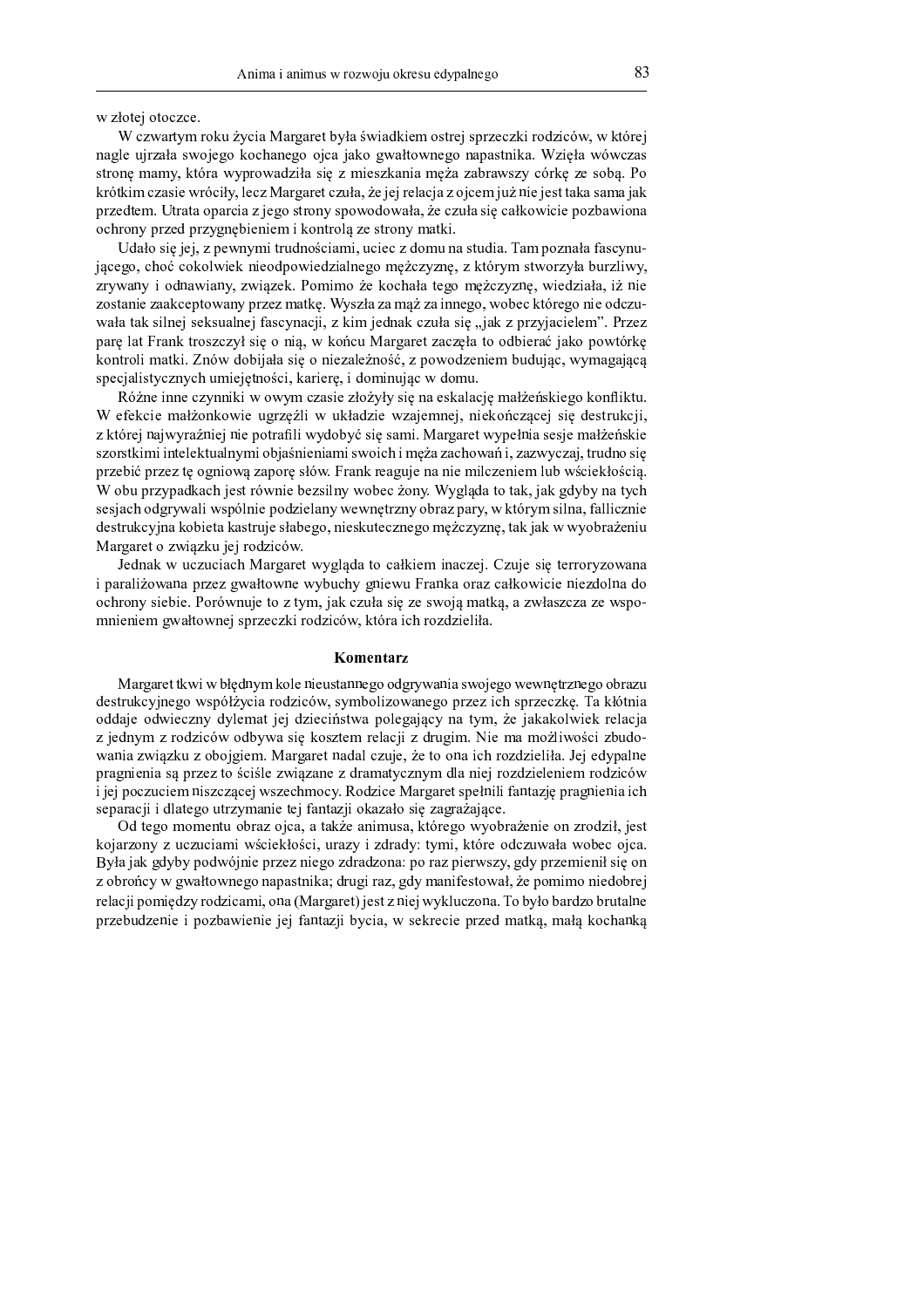w złotej otoczce.

W czwartym roku życia Margaret była świadkiem ostrej sprzeczki rodziców, w której nagle ujrzała swojego kochanego ojca jako gwałtownego napastnika. Wzięła wówczas stronę mamy, która wyprowadziła się z mieszkania męża zabrawszy córkę ze sobą. Po krótkim czasie wróciły, lecz Margaret czuła, że jej relacja z ojcem już nie jest taka sama jak przedtem. Utrata oparcia z jego strony spowodowała, że czuła się całkowicie pozbawiona ochrony przed przygnębieniem i kontrolą ze strony matki.

Udało się jej, z pewnymi trudnościami, uciec z domu na studia. Tam poznała fascynującego, choć cokolwiek nieodpowiedzialnego mężczyznę, z którym stworzyła burzliwy, zrywany i odnawiany, związek. Pomimo że kochała tego mężczyznę, wiedziała, iż nie zostanie zaakceptowany przez matkę. Wyszła za mąż za innego, wobec którego nie odczuwała tak silnej seksualnej fascynacji, z kim jednak czuła się „jak z przyjacielem". Przez parę lat Frank troszczył się o nią, w końcu Margaret zaczęła to odbierać jako powtórkę kontroli matki. Znów dobijała się o niezależność, z powodzeniem budując, wymagającą specjalistycznych umiejętności, karierę, i dominując w domu.

Różne inne czynniki w owym czasie złożyły się na eskalację małżeńskiego konfliktu. W efekcie małżonkowie ugrzęźli w układzie wzajemnej, niekończącej się destrukcji, z której najwyraźniej nie potrafili wydobyć się sami. Margaret wypełnia sesje małżeńskie szorstkimi intelektualnymi objaśnieniami swoich i męża zachowań i, zazwyczaj, trudno się przebić przez tę ogniową zaporę słów. Frank reaguje na nie milczeniem lub wściekłością. W obu przypadkach jest równie bezsilny wobec żony. Wygląda to tak, jak gdyby na tych sesjach odgrywali wspólnie podzielany wewnętrzny obraz pary, w którym silna, fallicznie destrukcyjna kobieta kastruje słabego, nieskutecznego mężczyznę, tak jak w wyobrażeniu Margaret o związku jej rodziców.

Jednak w uczuciach Margaret wygląda to całkiem inaczej. Czuje się terroryzowana i paraliżowana przez gwałtowne wybuchy gniewu Franka oraz całkowicie niezdolna do ochrony siebie. Porównuje to z tym, jak czuła się ze swoją matką, a zwłaszcza ze wspomnieniem gwałtownej sprzeczki rodziców, która ich rozdzieliła.

### Komentarz

Margaret tkwi w błędnym kole nieustannego odgrywania swojego wewnętrznego obrazu destrukcyjnego współżycia rodziców, symbolizowanego przez ich sprzeczkę. Ta kłótnia oddaje odwieczny dylemat jej dzieciństwa polegający na tym, że jakakolwiek relacja z jednym z rodziców odbywa się kosztem relacji z drugim. Nie ma możliwości zbudowania związku z obojgiem. Margaret nadal czuje, że to ona ich rozdzieliła. Jej edypalne pragnienia są przez to ściśle związane z dramatycznym dla niej rozdzieleniem rodziców i jej poczuciem niszczącej wszechmocy. Rodzice Margaret spełnili fantazję pragnienia ich separacji i dlatego utrzymanie tej fantazji okazało się zagrażające.

Od tego momentu obraz ojca, a także animusa, którego wyobrażenie on zrodził, jest kojarzony z uczuciami wściekłości, urazy i zdrady: tymi, które odczuwała wobec ojca. Była jak gdyby podwójnie przez niego zdradzona: po raz pierwszy, gdy przemienił się on z obrońcy w gwałtownego napastnika; drugi raz, gdy manifestował, że pomimo niedobrej relacji pomiędzy rodzicami, ona (Margaret) jest z niej wykluczona. To było bardzo brutalne przebudzenie i pozbawienie jej fantazji bycia, w sekrecie przed matką, małą kochanką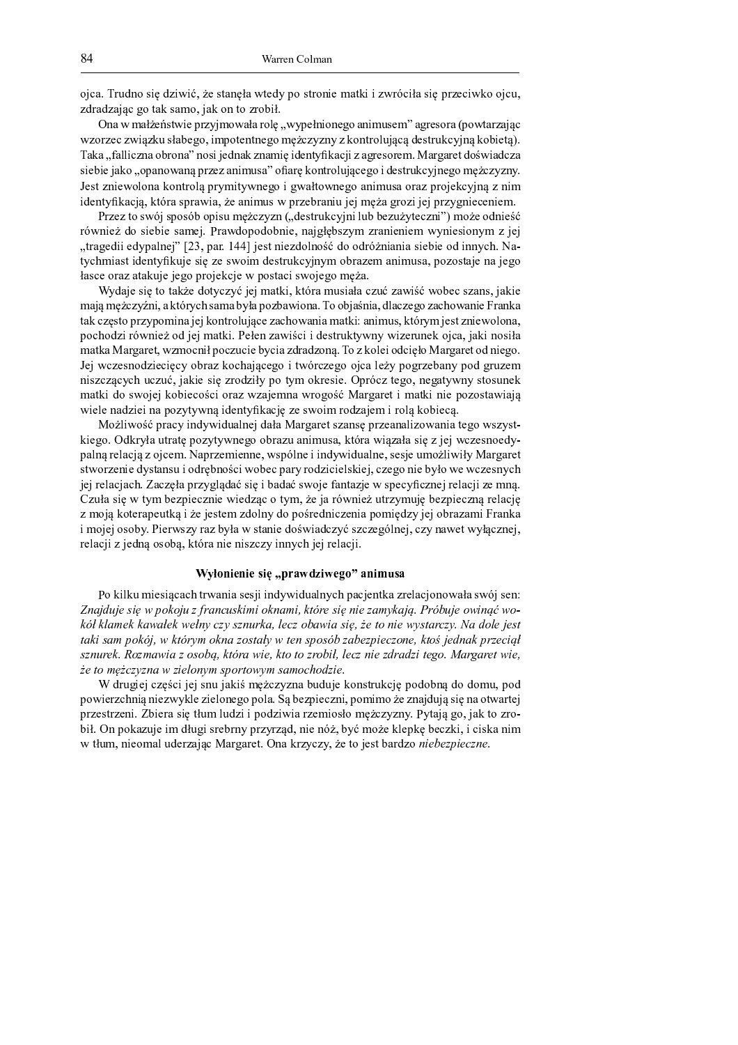ojca. Trudno się dziwić, że stanęła wtedy po stronie matki i zwróciła się przeciwko ojcu, zdradzając go tak samo, jak on to zrobił.

Ona w małżeństwie przyjmowała rolę „wypełnionego animusem" agresora (powtarzając wzorzec związku słabego, impotentnego mężczyzny z kontrolującą destrukcyjną kobietą). Taka „falliczna obrona" nosi jednak znamię identyfikacji z agresorem. Margaret doświadcza siebie jako „opanowaną przez animusa" ofiarę kontrolującego i destrukcyjnego mężczyzny. Jest zniewolona kontrolą prymitywnego i gwałtownego animusa oraz projekcyjną z nim identyfikacją, która sprawia, że animus w przebraniu jej męża grozi jej przygnieceniem.

Przez to swój sposób opisu mężczyzn („destrukcyjni lub bezużyteczni") może odnieść również do siebie samej. Prawdopodobnie, najgłębszym zranieniem wyniesionym z jej „tragedii edypalnej" [23, par. 144] jest niezdolność do odróżniania siebie od innych. Natychmiast identyfikuje się ze swoim destrukcyjnym obrazem animusa, pozostaje na jego łasce oraz atakuje jego projekcje w postaci swojego męża.

Wydaje się to także dotyczyć jej matki, która musiała czuć zawiść wobec szans, jakie mają mężczyźni, a których sama była pozbawiona. To objaśnia, dlaczego zachowanie Franka tak często przypomina jej kontrolujące zachowania matki: animus, którym jest zniewolona, pochodzi również od jej matki. Pełen zawiści i destruktywny wizerunek ojca, jaki nosiła matka Margaret, wzmocnił poczucie bycia zdradzoną. To z kolei odcięło Margaret od niego. Jej wczesnodziecięcy obraz kochającego i twórczego ojca leży pogrzebany pod gruzem niszczących uczuć, jakie się zrodziły po tym okresie. Oprócz tego, negatywny stosunek matki do swojej kobiecości oraz wzajemna wrogość Margaret i matki nie pozostawiają wiele nadziei na pozytywną identyfikację ze swoim rodzajem i rolą kobiecą.

Możliwość pracy indywidualnej dała Margaret szansę przeanalizowania tego wszystkiego. Odkryła utratę pozytywnego obrazu animusa, która wiązała się z jej wczesnoedypalną relacją z ojcem. Naprzemienne, wspólne i indywidualne, sesje umożliwiły Margaret stworzenie dystansu i odrębności wobec pary rodzicielskiej, czego nie było we wczesnych jej relacjach. Zaczęła przyglądać się i badać swoje fantazje w specyficznej relacji ze mną. Czuła się w tym bezpiecznie wiedząc o tym, że ja również utrzymuję bezpieczną relację z moją koterapeutką i że jestem zdolny do pośredniczenia pomiędzy jej obrazami Franka i mojej osoby. Pierwszy raz była w stanie doświadczyć szczególnej, czy nawet wyłącznej, relacji z jedną osobą, która nie niszczy innych jej relacji.

### Wyłonienie się „prawdziwego" animusa

Po kilku miesiącach trwania sesji indywidualnych pacjentka zrelacjonowała swój sen: *Znajduje się w pokoju z francuskimi oknami, które się nie zamykają. Próbuje owinąć wokół klamek kawałek wełny czy sznurka, lecz obawia się, że to nie wystarczy. Na dole jest taki sam pokój, w którym okna zostały w ten sposób zabezpieczone, ktoś jednak przeciął sznurek. Rozmawia z osobą, która wie, kto to zrobił, lecz nie zdradzi tego. Margaret wie, że to mężczyzna w zielonym sportowym samochodzie.*

W drugiej części jej snu jakiś mężczyzna buduje konstrukcję podobną do domu, pod powierzchnią niezwykle zielonego pola. Są bezpieczni, pomimo że znajdują się na otwartej przestrzeni. Zbiera się tłum ludzi i podziwia rzemiosło mężczyzny. Pytają go, jak to zrobił. On pokazuje im długi srebrny przyrząd, nie nóż, być może klepkę beczki, i ciska nim w tłum, nieomal uderzając Margaret. Ona krzyczy, że to jest bardzo *niebezpieczne.*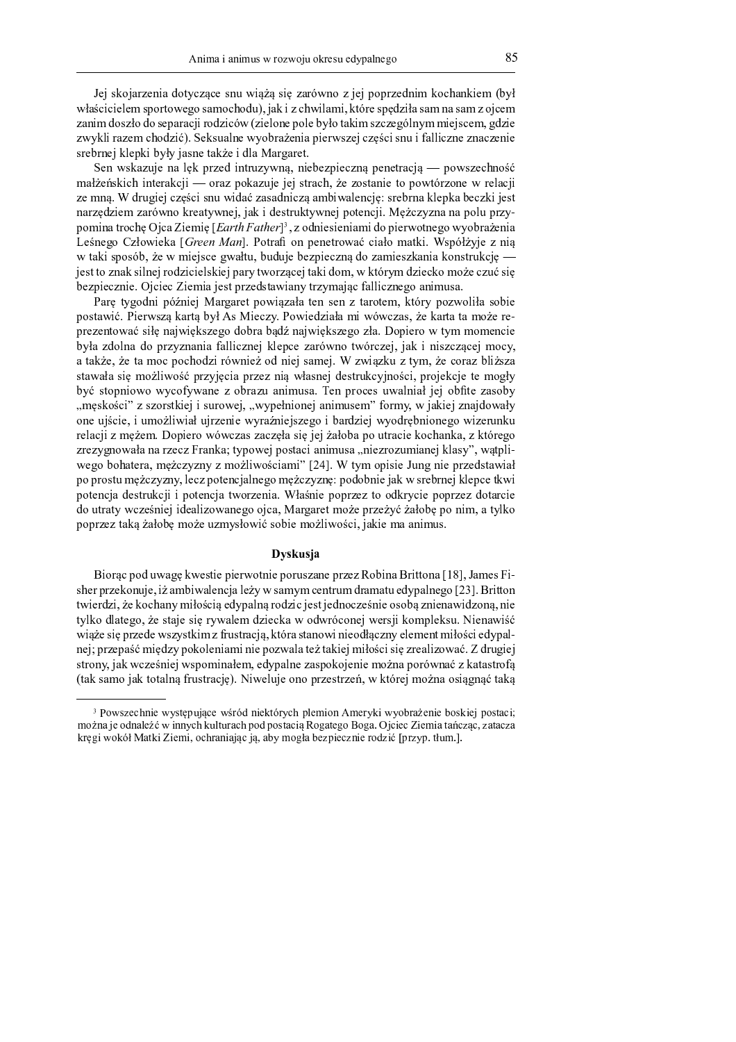Jej skojarzenia dotyczące snu wiążą się zarówno z jej poprzednim kochankiem (był właścicielem sportowego samochodu), jak i z chwilami, które spędziła sam na sam z ojcem zanim doszło do separacji rodziców (zielone pole było takim szczególnym miejscem, gdzie zwykli razem chodzić). Seksualne wyobrażenia pierwszej części snu i falliczne znaczenie srebrnej klepki były jasne także i dla Margaret.

Sen wskazuje na lęk przed intruzywną, niebezpieczną penetracją — powszechność małżeńskich interakcji — oraz pokazuje jej strach, że zostanie to powtórzone w relacji ze mną. W drugiej części snu widać zasadniczą ambiwalencję: srebrna klepka beczki jest narzędziem zarówno kreatywnej, jak i destruktywnej potencji. Mężczyzna na polu przypomina trochę Ojca Ziemię [*Earth Father*][3], z odniesieniami do pierwotnego wyobrażenia Leśnego Człowieka [*Green Man*]. Potrafi on penetrować ciało matki. Współżyje z nią w taki sposób, że w miejsce gwałtu, buduje bezpieczną do zamieszkania konstrukcję — jest to znak silnej rodzicielskiej pary tworzącej taki dom, w którym dziecko może czuć się bezpiecznie. Ojciec Ziemia jest przedstawiany trzymając fallicznego animusa.

Parę tygodni później Margaret powiązała ten sen z tarotem, który pozwoliła sobie postawić. Pierwszą kartą był As Mieczy. Powiedziała mi wówczas, że karta ta może reprezentować siłę największego dobra bądź największego zła. Dopiero w tym momencie była zdolna do przyznania fallicznej klepce zarówno twórczej, jak i niszczącej mocy, a także, że ta moc pochodzi również od niej samej. W związku z tym, że coraz bliższa stawała się możliwość przyjęcia przez nią własnej destrukcyjności, projekcje te mogły być stopniowo wycofywane z obrazu animusa. Ten proces uwalniał jej obfite zasoby „męskości" z szorstkiej i surowej, „wypełnionej animusem" formy, w jakiej znajdowały one ujście, i umożliwiał ujrzenie wyraźniejszego i bardziej wyodrębnionego wizerunku relacji z mężem. Dopiero wówczas zaczęła się jej żałoba po utracie kochanka, z którego zrezygnowała na rzecz Franka; typowej postaci animusa „niezrozumianej klasy", wątpliwego bohatera, mężczyzny z możliwościami" [24]. W tym opisie Jung nie przedstawiał po prostu mężczyzny, lecz potencjalnego mężczyznę: podobnie jak w srebrnej klepce tkwi potencja destrukcji i potencja tworzenia. Właśnie poprzez to odkrycie poprzez dotarcie do utraty wcześniej idealizowanego ojca, Margaret może przeżyć żałobę po nim, a tylko poprzez taką żałobę może uzmysłowić sobie możliwości, jakie ma animus.

## Dyskusja

Biorąc pod uwagę kwestie pierwotnie poruszane przez Robina Brittona [18], James Fisher przekonuje, iż ambiwalencja leży w samym centrum dramatu edypalnego [23]. Britton twierdzi, że kochany miłością edypalną rodzic jest jednocześnie osobą znienawidzoną, nie tylko dlatego, że staje się rywalem dziecka w odwróconej wersji kompleksu. Nienawiść wiąże się przede wszystkim z frustracją, która stanowi nieodłączny element miłości edypalnej; przepaść między pokoleniami nie pozwala też takiej miłości się zrealizować. Z drugiej strony, jak wcześniej wspominałem, edypalne zaspokojenie można porównać z katastrofą (tak samo jak totalną frustrację). Niweluje ono przestrzeń, w której można osiągnąć taką

---

[3] Powszechnie występujące wśród niektórych plemion Ameryki wyobrażenie boskiej postaci; można je odnaleźć w innych kulturach pod postacią Rogatego Boga. Ojciec Ziemia tańcząc, zatacza kręgi wokół Matki Ziemi, ochraniając ją, aby mogła bezpiecznie rodzić [przyp. tłum.].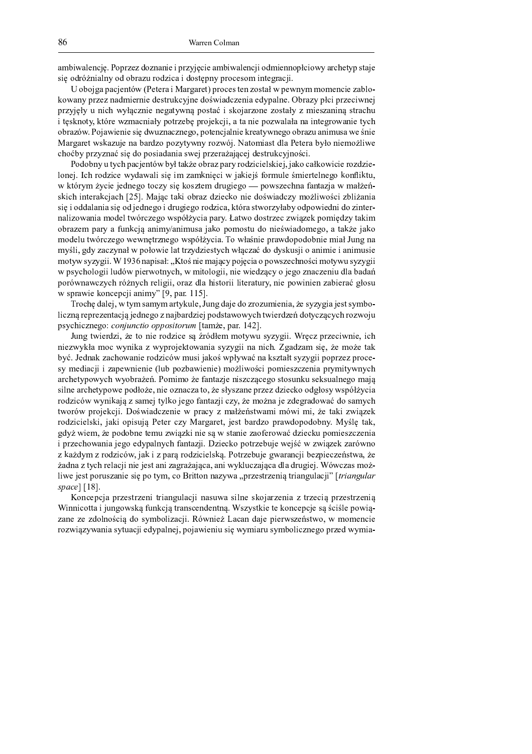ambiwalencję. Poprzez doznanie i przyjęcie ambiwalencji odmiennopłciowy archetyp staje się odróżnialny od obrazu rodzica i dostępny procesom integracji.

U obojga pacjentów (Petera i Margaret) proces ten został w pewnym momencie zablokowany przez nadmiernie destrukcyjne doświadczenia edypalne. Obrazy płci przeciwnej przyjęły u nich wyłącznie negatywną postać i skojarzone zostały z mieszaniną strachu i tęsknoty, które wzmacniały potrzebę projekcji, a ta nie pozwalała na integrowanie tych obrazów. Pojawienie się dwuznacznego, potencjalnie kreatywnego obrazu animusa we śnie Margaret wskazuje na bardzo pozytywny rozwój. Natomiast dla Petera było niemożliwe choćby przyznać się do posiadania swej przerażającej destrukcyjności.

Podobny u tych pacjentów był także obraz pary rodzicielskiej, jako całkowicie rozdzielonej. Ich rodzice wydawali się im zamknięci w jakiejś formule śmiertelnego konfliktu, w którym życie jednego toczy się kosztem drugiego — powszechna fantazja w małżeńskich interakcjach [25]. Mając taki obraz dziecko nie doświadczy możliwości zbliżania się i oddalania się od jednego i drugiego rodzica, która stworzyłaby odpowiedni do zinternalizowania model twórczego współżycia pary. Łatwo dostrzec związek pomiędzy takim obrazem pary a funkcją animy/animusa jako pomostu do nieświadomego, a także jako modelu twórczego wewnętrznego współżycia. To właśnie prawdopodobnie miał Jung na myśli, gdy zaczynał w połowie lat trzydziestych włączać do dyskusji o animie i animusie motyw syzygii. W 1936 napisał: „Ktoś nie mający pojęcia o powszechności motywu syzygii w psychologii ludów pierwotnych, w mitologii, nie wiedzący o jego znaczeniu dla badań porównawczych różnych religii, oraz dla historii literatury, nie powinien zabierać głosu w sprawie koncepcji animy" [9, par. 115].

Trochę dalej, w tym samym artykule, Jung daje do zrozumienia, że syzygia jest symboliczną reprezentacją jednego z najbardziej podstawowych twierdzeń dotyczących rozwoju psychicznego: *conjunctio oppositorum* [tamże, par. 142].

Jung twierdzi, że to nie rodzice są źródłem motywu syzygii. Wręcz przeciwnie, ich niezwykła moc wynika z wyprojektowania syzygii na nich. Zgadzam się, że może tak być. Jednak zachowanie rodziców musi jakoś wpływać na kształt syzygii poprzez procesy mediacji i zapewnienie (lub pozbawienie) możliwości pomieszczenia prymitywnych archetypowych wyobrażeń. Pomimo że fantazje niszczącego stosunku seksualnego mają silne archetypowe podłoże, nie oznacza to, że słyszane przez dziecko odgłosy współżycia rodziców wynikają z samej tylko jego fantazji czy, że można je zdegradować do samych tworów projekcji. Doświadczenie w pracy z małżeństwami mówi mi, że taki związek rodzicielski, jaki opisują Peter czy Margaret, jest bardzo prawdopodobny. Myślę tak, gdyż wiem, że podobne temu związki nie są w stanie zaoferować dziecku pomieszczenia i przechowania jego edypalnych fantazji. Dziecko potrzebuje wejść w związek zarówno z każdym z rodziców, jak i z parą rodzicielską. Potrzebuje gwarancji bezpieczeństwa, że żadna z tych relacji nie jest ani zagrażająca, ani wykluczająca dla drugiej. Wówczas możliwe jest poruszanie się po tym, co Britton nazywa „przestrzenią triangulacji" [*triangular space*] [18].

Koncepcja przestrzeni triangulacji nasuwa silne skojarzenia z trzecią przestrzenią Winnicotta i jungowską funkcją transcendentną. Wszystkie te koncepcje są ściśle powiązane ze zdolnością do symbolizacji. Również Lacan daje pierwszeństwo, w momencie rozwiązywania sytuacji edypalnej, pojawieniu się wymiaru symbolicznego przed wymia-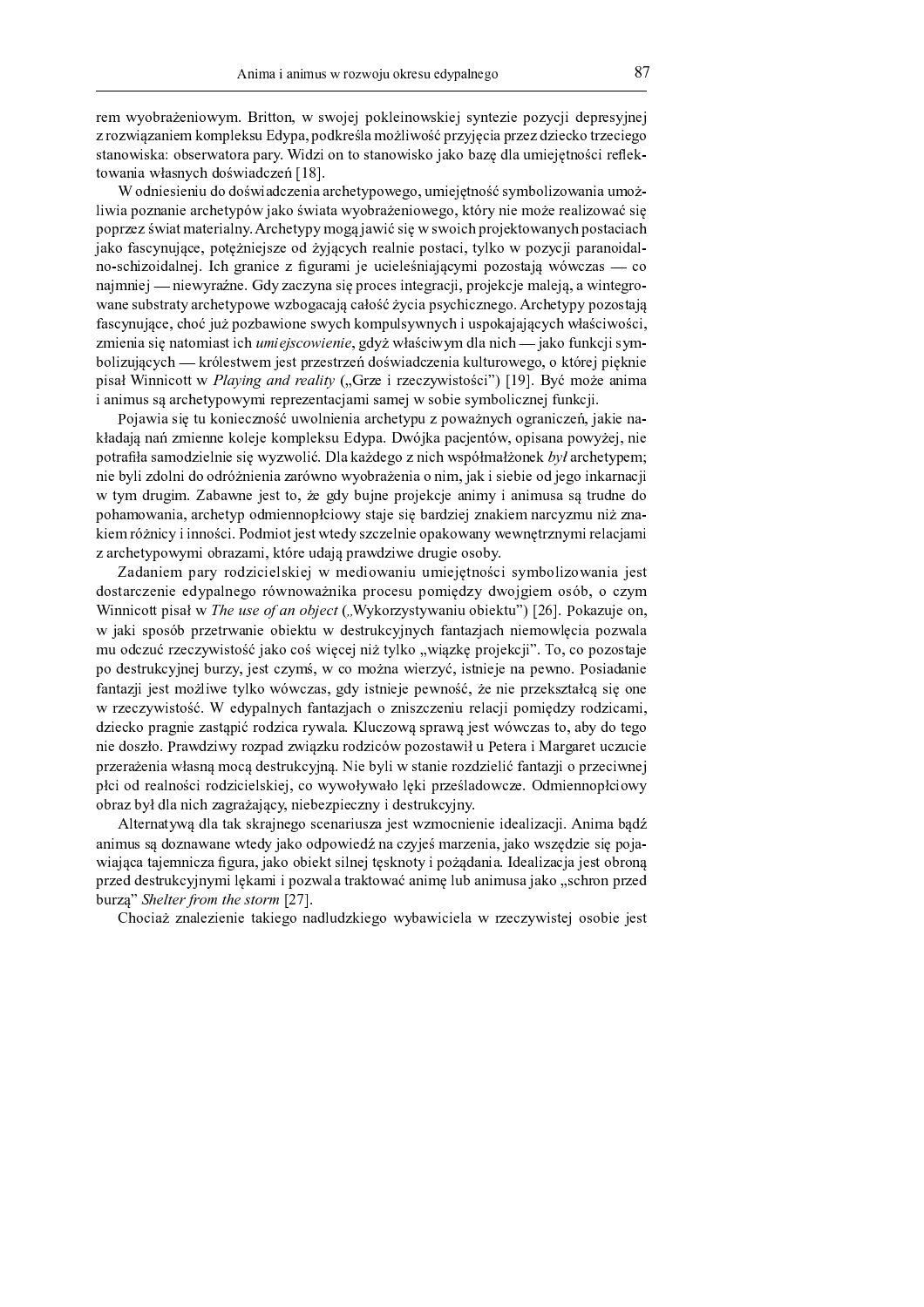rem wyobrażeniowym. Britton, w swojej pokleinowskiej syntezie pozycji depresyjnej z rozwiązaniem kompleksu Edypa, podkreśla możliwość przyjęcia przez dziecko trzeciego stanowiska: obserwatora pary. Widzi on to stanowisko jako bazę dla umiejętności reflektowania własnych doświadczeń [18].

W odniesieniu do doświadczenia archetypowego, umiejętność symbolizowania umożliwia poznanie archetypów jako świata wyobrażeniowego, który nie może realizować się poprzez świat materialny. Archetypy mogą jawić się w swoich projektowanych postaciach jako fascynujące, potężniejsze od żyjących realnie postaci, tylko w pozycji paranoidalno-schizoidalnej. Ich granice z figurami je ucieleśniającymi pozostają wówczas — co najmniej — niewyraźne. Gdy zaczyna się proces integracji, projekcje maleją, a wintegrowane substraty archetypowe wzbogacają całość życia psychicznego. Archetypy pozostają fascynujące, choć już pozbawione swych kompulsywnych i uspokajających właściwości, zmienia się natomiast ich *umiejscowienie*, gdyż właściwym dla nich — jako funkcji symbolizujących — królestwem jest przestrzeń doświadczenia kulturowego, o której pięknie pisał Winnicott w *Playing and reality* („Grze i rzeczywistości") [19]. Być może anima i animus są archetypowymi reprezentacjami samej w sobie symbolicznej funkcji.

Pojawia się tu konieczność uwolnienia archetypu z poważnych ograniczeń, jakie nakładają nań zmienne koleje kompleksu Edypa. Dwójka pacjentów, opisana powyżej, nie potrafiła samodzielnie się wyzwolić. Dla każdego z nich współmałżonek *był* archetypem; nie byli zdolni do odróżnienia zarówno wyobrażenia o nim, jak i siebie od jego inkarnacji w tym drugim. Zabawne jest to, że gdy bujne projekcje animy i animusa są trudne do pohamowania, archetyp odmiennopłciowy staje się bardziej znakiem narcyzmu niż znakiem różnicy i inności. Podmiot jest wtedy szczelnie opakowany wewnętrznymi relacjami z archetypowymi obrazami, które udają prawdziwe drugie osoby.

Zadaniem pary rodzicielskiej w mediowaniu umiejętności symbolizowania jest dostarczenie edypalnego równoważnika procesu pomiędzy dwojgiem osób, o czym Winnicott pisał w *The use of an object* („Wykorzystywaniu obiektu") [26]. Pokazuje on, w jaki sposób przetrwanie obiektu w destrukcyjnych fantazjach niemowlęcia pozwala mu odczuć rzeczywistość jako coś więcej niż tylko „wiązkę projekcji". To, co pozostaje po destrukcyjnej burzy, jest czymś, w co można wierzyć, istnieje na pewno. Posiadanie fantazji jest możliwe tylko wówczas, gdy istnieje pewność, że nie przekształcą się one w rzeczywistość. W edypalnych fantazjach o zniszczeniu relacji pomiędzy rodzicami, dziecko pragnie zastąpić rodzica rywala. Kluczową sprawą jest wówczas to, aby do tego nie doszło. Prawdziwy rozpad związku rodziców pozostawił u Petera i Margaret uczucie przerażenia własną mocą destrukcyjną. Nie byli w stanie rozdzielić fantazji o przeciwnej płci od realności rodzicielskiej, co wywoływało lęki prześladowcze. Odmiennopłciowy obraz był dla nich zagrażający, niebezpieczny i destrukcyjny.

Alternatywą dla tak skrajnego scenariusza jest wzmocnienie idealizacji. Anima bądź animus są doznawane wtedy jako odpowiedź na czyjeś marzenia, jako wszędzie się pojawiająca tajemnicza figura, jako obiekt silnej tęsknoty i pożądania. Idealizacja jest obroną przed destrukcyjnymi lękami i pozwala traktować animę lub animusa jako „schron przed burzą" *Shelter from the storm* [27].

Chociaż znalezienie takiego nadludzkiego wybawiciela w rzeczywistej osobie jest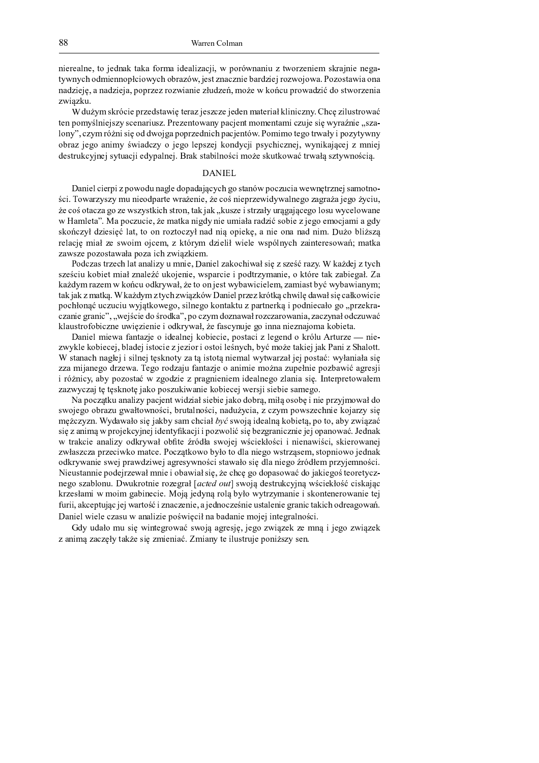nierealne, to jednak taka forma idealizacji, w porównaniu z tworzeniem skrajnie negatywnych odmiennopłciowych obrazów, jest znacznie bardziej rozwojowa. Pozostawia ona nadzieję, a nadzieja, poprzez rozwianie złudzeń, może w końcu prowadzić do stworzenia związku.

W dużym skrócie przedstawię teraz jeszcze jeden materiał kliniczny. Chcę zilustrować ten pomyślniejszy scenariusz. Prezentowany pacjent momentami czuje się wyraźnie „szalony", czym różni się od dwojga poprzednich pacjentów. Pomimo tego trwały i pozytywny obraz jego animy świadczy o jego lepszej kondycji psychicznej, wynikającej z mniej destrukcyjnej sytuacji edypalnej. Brak stabilności może skutkować trwałą sztywnością.

## DANIEL

Daniel cierpi z powodu nagle dopadających go stanów poczucia wewnętrznej samotności. Towarzyszy mu nieodparte wrażenie, że coś nieprzewidywalnego zagraża jego życiu, że coś otacza go ze wszystkich stron, tak jak „kusze i strzały urągającego losu wycelowane w Hamleta". Ma poczucie, że matka nigdy nie umiała radzić sobie z jego emocjami a gdy skończył dziesięć lat, to on roztoczył nad nią opiekę, a nie ona nad nim. Dużo bliższą relację miał ze swoim ojcem, z którym dzielił wiele wspólnych zainteresowań; matka zawsze pozostawała poza ich związkiem.

Podczas trzech lat analizy u mnie, Daniel zakochiwał się z sześć razy. W każdej z tych sześciu kobiet miał znaleźć ukojenie, wsparcie i podtrzymanie, o które tak zabiegał. Za każdym razem w końcu odkrywał, że to on jest wybawicielem, zamiast być wybawianym; tak jak z matką. W każdym z tych związków Daniel przez krótką chwilę dawał się całkowicie pochłonąć uczuciu wyjątkowego, silnego kontaktu z partnerką i podniecało go „przekraczanie granic", „wejście do środka", po czym doznawał rozczarowania, zaczynał odczuwać klaustrofobiczne uwięzienie i odkrywał, że fascynuje go inna nieznajoma kobieta.

Daniel miewa fantazje o idealnej kobiecie, postaci z legend o królu Arturze — niezwykle kobiecej, bladej istocie z jezior i ostoi leśnych, być może takiej jak Pani z Shalott. W stanach nagłej i silnej tęsknoty za tą istotą niemal wytwarzał jej postać: wyłaniała się zza mijanego drzewa. Tego rodzaju fantazje o animie można zupełnie pozbawić agresji i różnicy, aby pozostać w zgodzie z pragnieniem idealnego zlania się. Interpretowałem zazwyczaj tę tęsknotę jako poszukiwanie kobiecej wersji siebie samego.

Na początku analizy pacjent widział siebie jako dobrą, miłą osobę i nie przyjmował do swojego obrazu gwałtowności, brutalności, nadużycia, z czym powszechnie kojarzy się mężczyzn. Wydawało się jakby sam chciał *być* swoją idealną kobietą, po to, aby związać się z animą w projekcyjnej identyfikacji i pozwolić się bezgranicznie jej opanować. Jednak w trakcie analizy odkrywał obfite źródła swojej wściekłości i nienawiści, skierowanej zwłaszcza przeciwko matce. Początkowo było to dla niego wstrząsem, stopniowo jednak odkrywanie swej prawdziwej agresywności stawało się dla niego źródłem przyjemności. Nieustannie podejrzewał mnie i obawiał się, że chcę go dopasować do jakiegoś teoretycznego szablonu. Dwukrotnie rozegrał [*acted out*] swoją destrukcyjną wściekłość ciskając krzesłami w moim gabinecie. Moją jedyną rolą było wytrzymanie i skontenerowanie tej furii, akceptując jej wartość i znaczenie, a jednocześnie ustalenie granic takich odreagowań. Daniel wiele czasu w analizie poświęcił na badanie mojej integralności.

Gdy udało mu się wintegrować swoją agresję, jego związek ze mną i jego związek z animą zaczęły także się zmieniać. Zmiany te ilustruje poniższy sen.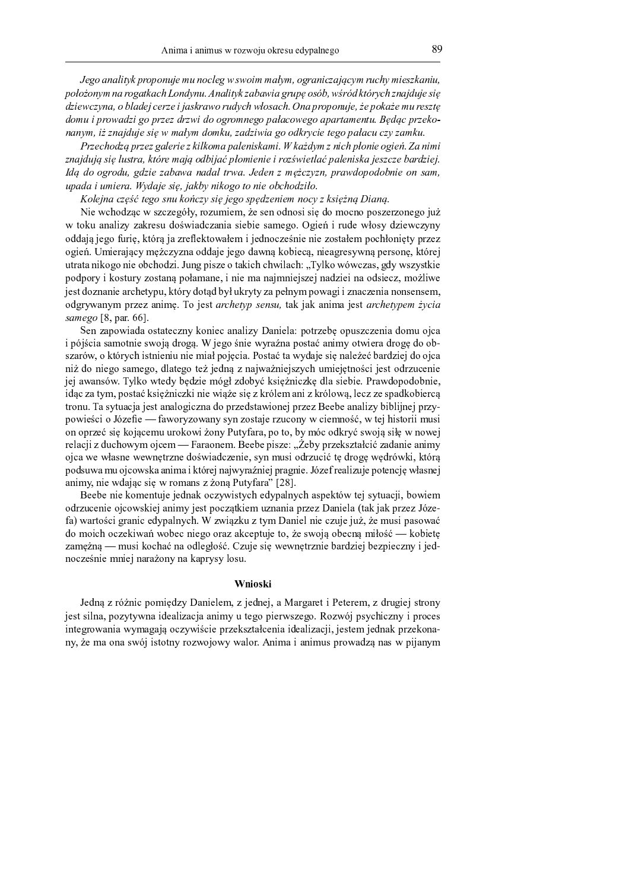*Jego analityk proponuje mu nocleg w swoim małym, ograniczającym ruchy mieszkaniu, położonym na rogatkach Londynu. Analityk zabawia grupę osób, wśród których znajduje się dziewczyna, o bladej cerze i jaskrawo rudych włosach. Ona proponuje, że pokaże mu resztę domu i prowadzi go przez drzwi do ogromnego pałacowego apartamentu. Będąc przekonanym, iż znajduje się w małym domku, zadziwia go odkrycie tego pałacu czy zamku.*

*Przechodzą przez galerie z kilkoma paleniskami. W każdym z nich płonie ogień. Za nimi znajdują się lustra, które mają odbijać płomienie i rozświetlać paleniska jeszcze bardziej. Idą do ogrodu, gdzie zabawa nadal trwa. Jeden z mężczyzn, prawdopodobnie on sam, upada i umiera. Wydaje się, jakby nikogo to nie obchodziło.*

*Kolejna część tego snu kończy się jego spędzeniem nocy z księżną Dianą.*

Nie wchodząc w szczegóły, rozumiem, że sen odnosi się do mocno poszerzonego już w toku analizy zakresu doświadczania siebie samego. Ogień i rude włosy dziewczyny oddają jego furię, którą ja zreflektowałem i jednocześnie nie zostałem pochłonięty przez ogień. Umierający mężczyzna oddaje jego dawną kobiecą, nieagresywną personę, której utrata nikogo nie obchodzi. Jung pisze o takich chwilach: „Tylko wówczas, gdy wszystkie podpory i kostury zostaną połamane, i nie ma najmniejszej nadziei na odsiecz, możliwe jest doznanie archetypu, który dotąd był ukryty za pełnym powagi i znaczenia nonsensem, odgrywanym przez animę. To jest *archetyp sensu,* tak jak anima jest *archetypem życia samego* [8, par. 66].

Sen zapowiada ostateczny koniec analizy Daniela: potrzebę opuszczenia domu ojca i pójścia samotnie swoją drogą. W jego śnie wyraźna postać animy otwiera drogę do obszarów, o których istnieniu nie miał pojęcia. Postać ta wydaje się należeć bardziej do ojca niż do niego samego, dlatego też jedną z najważniejszych umiejętności jest odrzucenie jej awansów. Tylko wtedy będzie mógł zdobyć księżniczkę dla siebie. Prawdopodobnie, idąc za tym, postać księżniczki nie wiąże się z królem ani z królową, lecz ze spadkobiercą tronu. Ta sytuacja jest analogiczna do przedstawionej przez Beebe analizy biblijnej przypowieści o Józefie — faworyzowany syn zostaje rzucony w ciemność, w tej historii musi on oprzeć się kojącemu urokowi żony Putyfara, po to, by móc odkryć swoją siłę w nowej relacji z duchowym ojcem — Faraonem. Beebe pisze: „Żeby przekształcić zadanie animy ojca we własne wewnętrzne doświadczenie, syn musi odrzucić tę drogę wędrówki, którą podsuwa mu ojcowska anima i której najwyraźniej pragnie. Józef realizuje potencję własnej animy, nie wdając się w romans z żoną Putyfara" [28].

Beebe nie komentuje jednak oczywistych edypalnych aspektów tej sytuacji, bowiem odrzucenie ojcowskiej animy jest początkiem uznania przez Daniela (tak jak przez Józefa) wartości granic edypalnych. W związku z tym Daniel nie czuje już, że musi pasować do moich oczekiwań wobec niego oraz akceptuje to, że swoją obecną miłość — kobietę zamężną — musi kochać na odległość. Czuje się wewnętrznie bardziej bezpieczny i jednocześnie mniej narażony na kaprysy losu.

## Wnioski

Jedną z różnic pomiędzy Danielem, z jednej, a Margaret i Peterem, z drugiej strony jest silna, pozytywna idealizacja animy u tego pierwszego. Rozwój psychiczny i proces integrowania wymagają oczywiście przekształcenia idealizacji, jestem jednak przekonany, że ma ona swój istotny rozwojowy walor. Anima i animus prowadzą nas w pijanym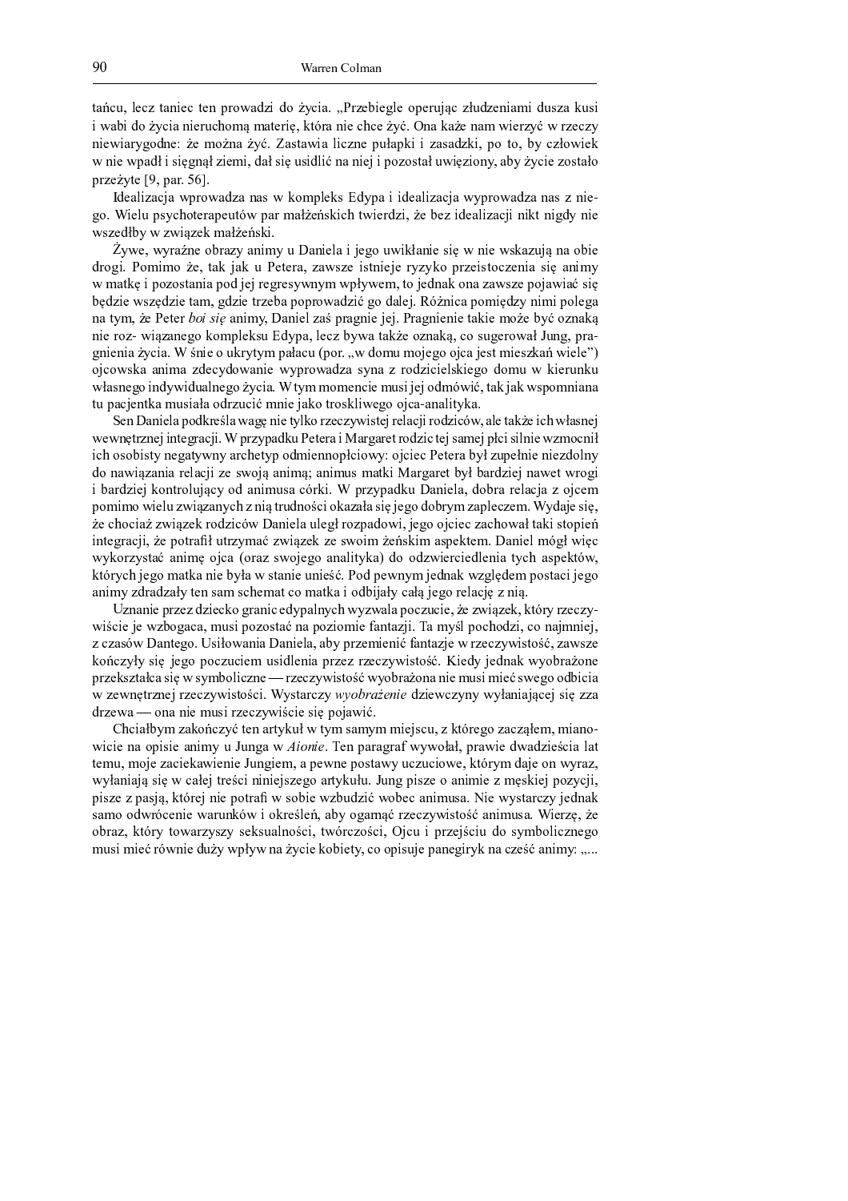tańcu, lecz taniec ten prowadzi do życia. „Przebiegle operując złudzeniami dusza kusi i wabi do życia nieruchomą materię, która nie chce żyć. Ona każe nam wierzyć w rzeczy niewiarygodne: że można żyć. Zastawia liczne pułapki i zasadzki, po to, by człowiek w nie wpadł i sięgnął ziemi, dał się usidlić na niej i pozostał uwięziony, aby życie zostało przeżyte [9, par. 56].

Idealizacja wprowadza nas w kompleks Edypa i idealizacja wyprowadza nas z niego. Wielu psychoterapeutów par małżeńskich twierdzi, że bez idealizacji nikt nigdy nie wszedłby w związek małżeński.

Żywe, wyraźne obrazy animy u Daniela i jego uwikłanie się w nie wskazują na obie drogi. Pomimo że, tak jak u Petera, zawsze istnieje ryzyko przeistoczenia się animy w matkę i pozostania pod jej regresywnym wpływem, to jednak ona zawsze pojawiać się będzie wszędzie tam, gdzie trzeba poprowadzić go dalej. Różnica pomiędzy nimi polega na tym, że Peter *boi się* animy, Daniel zaś pragnie jej. Pragnienie takie może być oznaką nie roz- wiązanego kompleksu Edypa, lecz bywa także oznaką, co sugerował Jung, pragnienia życia. W śnie o ukrytym pałacu (por. „w domu mojego ojca jest mieszkań wiele") ojcowska anima zdecydowanie wyprowadza syna z rodzicielskiego domu w kierunku własnego indywidualnego życia. W tym momencie musi jej odmówić, tak jak wspomniana tu pacjentka musiała odrzucić mnie jako troskliwego ojca-analityka.

Sen Daniela podkreśla wagę nie tylko rzeczywistej relacji rodziców, ale także ich własnej wewnętrznej integracji. W przypadku Petera i Margaret rodzic tej samej płci silnie wzmocnił ich osobisty negatywny archetyp odmiennopłciowy: ojciec Petera był zupełnie niezdolny do nawiązania relacji ze swoją animą; animus matki Margaret był bardziej nawet wrogi i bardziej kontrolujący od animusa córki. W przypadku Daniela, dobra relacja z ojcem pomimo wielu związanych z nią trudności okazała się jego dobrym zapleczem. Wydaje się, że chociaż związek rodziców Daniela uległ rozpadowi, jego ojciec zachował taki stopień integracji, że potrafił utrzymać związek ze swoim żeńskim aspektem. Daniel mógł więc wykorzystać animę ojca (oraz swojego analityka) do odzwierciedlenia tych aspektów, których jego matka nie była w stanie unieść. Pod pewnym jednak względem postaci jego animy zdradzały ten sam schemat co matka i odbijały całą jego relację z nią.

Uznanie przez dziecko granic edypalnych wyzwala poczucie, że związek, który rzeczywiście je wzbogaca, musi pozostać na poziomie fantazji. Ta myśl pochodzi, co najmniej, z czasów Dantego. Usiłowania Daniela, aby przemienić fantazje w rzeczywistość, zawsze kończyły się jego poczuciem usidlenia przez rzeczywistość. Kiedy jednak wyobrażone przekształca się w symboliczne — rzeczywistość wyobrażona nie musi mieć swego odbicia w zewnętrznej rzeczywistości. Wystarczy *wyobrażenie* dziewczyny wyłaniającej się zza drzewa — ona nie musi rzeczywiście się pojawić.

Chciałbym zakończyć ten artykuł w tym samym miejscu, z którego zacząłem, mianowicie na opisie animy u Junga w *Aionie*. Ten paragraf wywołał, prawie dwadzieścia lat temu, moje zaciekawienie Jungiem, a pewne postawy uczuciowe, którym daje on wyraz, wyłaniają się w całej treści niniejszego artykułu. Jung pisze o animie z męskiej pozycji, pisze z pasją, której nie potrafi w sobie wzbudzić wobec animusa. Nie wystarczy jednak samo odwrócenie warunków i określeń, aby ogarnąć rzeczywistość animusa. Wierzę, że obraz, który towarzyszy seksualności, twórczości, Ojcu i przejściu do symbolicznego musi mieć równie duży wpływ na życie kobiety, co opisuje panegiryk na cześć animy: „...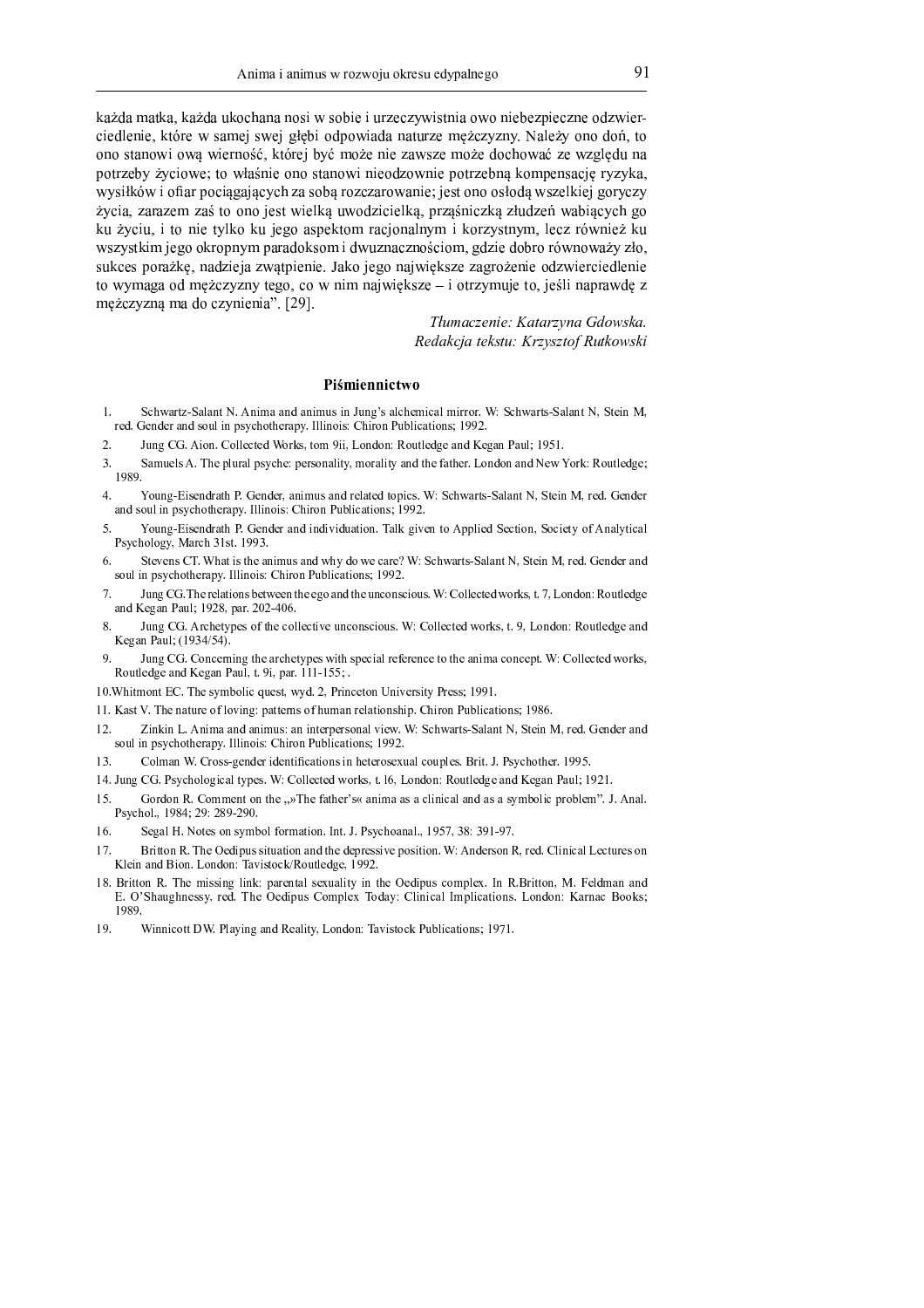każda matka, każda ukochana nosi w sobie i urzeczywistnia owo niebezpieczne odzwierciedlenie, które w samej swej głębi odpowiada naturze mężczyzny. Należy ono doń, to ono stanowi ową wierność, której być może nie zawsze może dochować ze względu na potrzeby życiowe; to właśnie ono stanowi nieodzownie potrzebną kompensację ryzyka, wysiłków i ofiar pociągających za sobą rozczarowanie; jest ono osłodą wszelkiej goryczy życia, zarazem zaś to ono jest wielką uwodzicielką, prząśniczką złudzeń wabiących go ku życiu, i to nie tylko ku jego aspektom racjonalnym i korzystnym, lecz również ku wszystkim jego okropnym paradoksom i dwuznacznościom, gdzie dobro równoważy zło, sukces porażkę, nadzieja zwątpienie. Jako jego największe zagrożenie odzwierciedlenie to wymaga od mężczyzny tego, co w nim największe – i otrzymuje to, jeśli naprawdę z mężczyzną ma do czynienia". [29].

*Tłumaczenie: Katarzyna Gdowska.*
*Redakcja tekstu: Krzysztof Rutkowski*

## Piśmiennictwo

1. Schwartz-Salant N. Anima and animus in Jung's alchemical mirror. W: Schwarts-Salant N, Stein M, red. Gender and soul in psychotherapy. Illinois: Chiron Publications; 1992.
2. Jung CG. Aion. Collected Works, tom 9ii, London: Routledge and Kegan Paul; 1951.
3. Samuels A. The plural psyche: personality, morality and the father. London and New York: Routledge; 1989.
4. Young-Eisendrath P. Gender, animus and related topics. W: Schwarts-Salant N, Stein M, red. Gender and soul in psychotherapy. Illinois: Chiron Publications; 1992.
5. Young-Eisendrath P. Gender and individuation. Talk given to Applied Section, Society of Analytical Psychology, March 31st. 1993.
6. Stevens CT. What is the animus and why do we care? W: Schwarts-Salant N, Stein M, red. Gender and soul in psychotherapy. Illinois: Chiron Publications; 1992.
7. Jung CG.The relations between the ego and the unconscious. W: Collected works, t. 7, London: Routledge and Kegan Paul; 1928, par. 202-406.
8. Jung CG. Archetypes of the collective unconscious. W: Collected works, t. 9, London: Routledge and Kegan Paul; (1934/54).
9. Jung CG. Concerning the archetypes with special reference to the anima concept. W: Collected works, Routledge and Kegan Paul, t. 9i, par. 111-155; .
10. Whitmont EC. The symbolic quest, wyd. 2, Princeton University Press; 1991.
11. Kast V. The nature of loving: patterns of human relationship. Chiron Publications; 1986.
12. Zinkin L. Anima and animus: an interpersonal view. W: Schwarts-Salant N, Stein M, red. Gender and soul in psychotherapy. Illinois: Chiron Publications; 1992.
13. Colman W. Cross-gender identifications in heterosexual couples. Brit. J. Psychother. 1995.
14. Jung CG. Psychological types. W: Collected works, t. 16, London: Routledge and Kegan Paul; 1921.
15. Gordon R. Comment on the „»The father's« anima as a clinical and as a symbolic problem". J. Anal. Psychol., 1984; 29: 289-290.
16. Segal H. Notes on symbol formation. Int. J. Psychoanal., 1957, 38: 391-97.
17. Britton R. The Oedipus situation and the depressive position. W: Anderson R, red. Clinical Lectures on Klein and Bion. London: Tavistock/Routledge, 1992.
18. Britton R. The missing link: parental sexuality in the Oedipus complex. In R.Britton, M. Feldman and E. O'Shaughnessy, red. The Oedipus Complex Today: Clinical Implications. London: Karnac Books; 1989.
19. Winnicott DW. Playing and Reality, London: Tavistock Publications; 1971.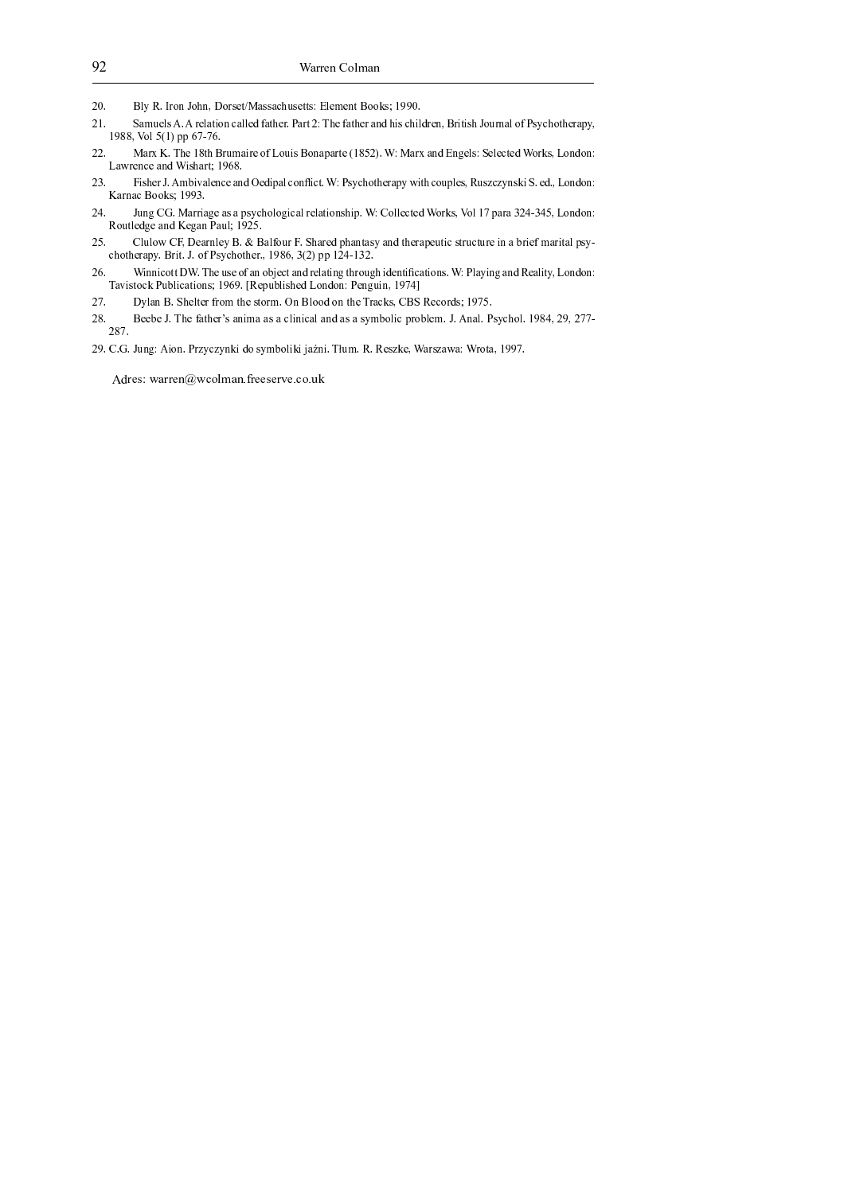20. Bly R. Iron John, Dorset/Massachusetts: Element Books; 1990.
21. Samuels A. A relation called father. Part 2: The father and his children, British Journal of Psychotherapy, 1988, Vol 5(1) pp 67-76.
22. Marx K. The 18th Brumaire of Louis Bonaparte (1852). W: Marx and Engels: Selected Works, London: Lawrence and Wishart; 1968.
23. Fisher J. Ambivalence and Oedipal conflict. W: Psychotherapy with couples, Ruszczynski S. ed., London: Karnac Books; 1993.
24. Jung CG. Marriage as a psychological relationship. W: Collected Works, Vol 17 para 324-345, London: Routledge and Kegan Paul; 1925.
25. Clulow CF, Dearnley B. & Balfour F. Shared phantasy and therapeutic structure in a brief marital psychotherapy. Brit. J. of Psychother., 1986, 3(2) pp 124-132.
26. Winnicott DW. The use of an object and relating through identifications. W: Playing and Reality, London: Tavistock Publications; 1969. [Republished London: Penguin, 1974]
27. Dylan B. Shelter from the storm. On Blood on the Tracks, CBS Records; 1975.
28. Beebe J. The father's anima as a clinical and as a symbolic problem. J. Anal. Psychol. 1984, 29, 277-287.
29. C.G. Jung: Aion. Przyczynki do symboliki jaźni. Tłum. R. Reszke, Warszawa: Wrota, 1997.

Adres: warren@wcolman.freeserve.co.uk